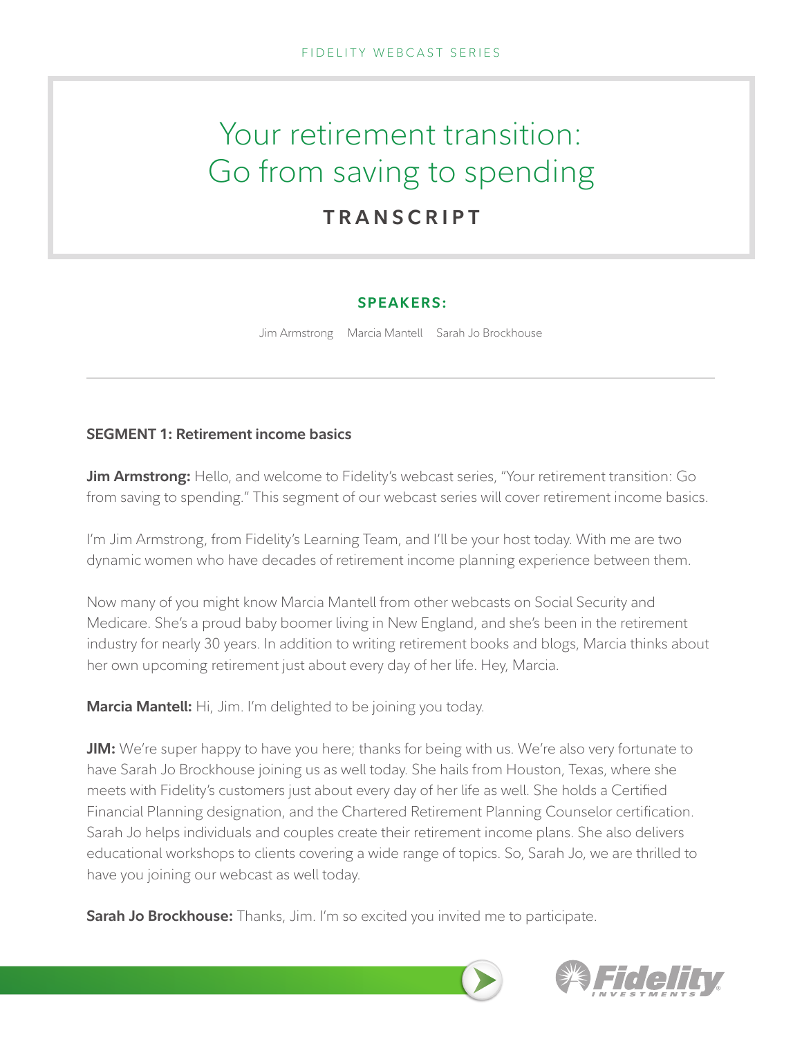FIDELITY WEBCAST SERIES

# Your retirement transition: Go from saving to spending

## TRANSCRIPT

**SPEAKERS:**

Jim Armstrong   Marcia Mantell   Sarah Jo Brockhouse

---

### SEGMENT 1: Retirement income basics

**Jim Armstrong:** Hello, and welcome to Fidelity's webcast series, "Your retirement transition: Go from saving to spending." This segment of our webcast series will cover retirement income basics.

I'm Jim Armstrong, from Fidelity's Learning Team, and I'll be your host today. With me are two dynamic women who have decades of retirement income planning experience between them.

Now many of you might know Marcia Mantell from other webcasts on Social Security and Medicare. She's a proud baby boomer living in New England, and she's been in the retirement industry for nearly 30 years. In addition to writing retirement books and blogs, Marcia thinks about her own upcoming retirement just about every day of her life. Hey, Marcia.

**Marcia Mantell:** Hi, Jim. I'm delighted to be joining you today.

**JIM:** We're super happy to have you here; thanks for being with us. We're also very fortunate to have Sarah Jo Brockhouse joining us as well today. She hails from Houston, Texas, where she meets with Fidelity's customers just about every day of her life as well. She holds a Certified Financial Planning designation, and the Chartered Retirement Planning Counselor certification. Sarah Jo helps individuals and couples create their retirement income plans. She also delivers educational workshops to clients covering a wide range of topics. So, Sarah Jo, we are thrilled to have you joining our webcast as well today.

**Sarah Jo Brockhouse:** Thanks, Jim. I'm so excited you invited me to participate.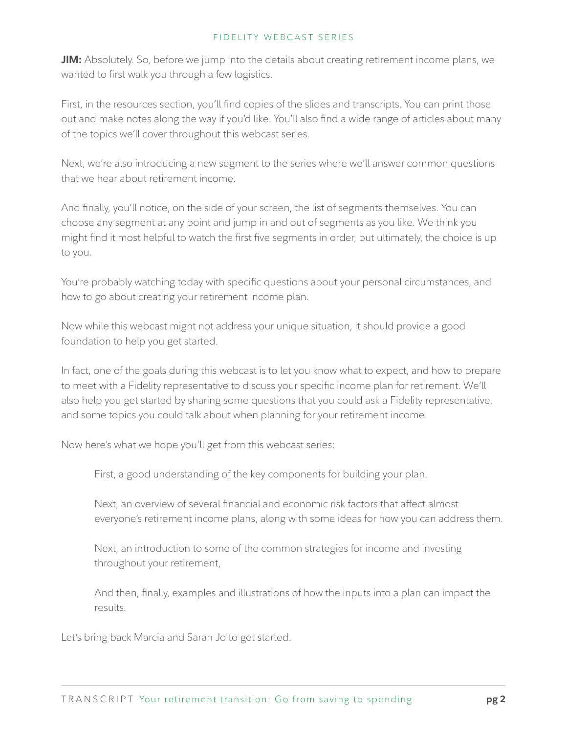**JIM:** Absolutely. So, before we jump into the details about creating retirement income plans, we wanted to first walk you through a few logistics.

First, in the resources section, you'll find copies of the slides and transcripts. You can print those out and make notes along the way if you'd like. You'll also find a wide range of articles about many of the topics we'll cover throughout this webcast series.

Next, we're also introducing a new segment to the series where we'll answer common questions that we hear about retirement income.

And finally, you'll notice, on the side of your screen, the list of segments themselves. You can choose any segment at any point and jump in and out of segments as you like. We think you might find it most helpful to watch the first five segments in order, but ultimately, the choice is up to you.

You're probably watching today with specific questions about your personal circumstances, and how to go about creating your retirement income plan.

Now while this webcast might not address your unique situation, it should provide a good foundation to help you get started.

In fact, one of the goals during this webcast is to let you know what to expect, and how to prepare to meet with a Fidelity representative to discuss your specific income plan for retirement. We'll also help you get started by sharing some questions that you could ask a Fidelity representative, and some topics you could talk about when planning for your retirement income.

Now here's what we hope you'll get from this webcast series:

> First, a good understanding of the key components for building your plan.
>
> Next, an overview of several financial and economic risk factors that affect almost everyone's retirement income plans, along with some ideas for how you can address them.
>
> Next, an introduction to some of the common strategies for income and investing throughout your retirement,
>
> And then, finally, examples and illustrations of how the inputs into a plan can impact the results.

Let's bring back Marcia and Sarah Jo to get started.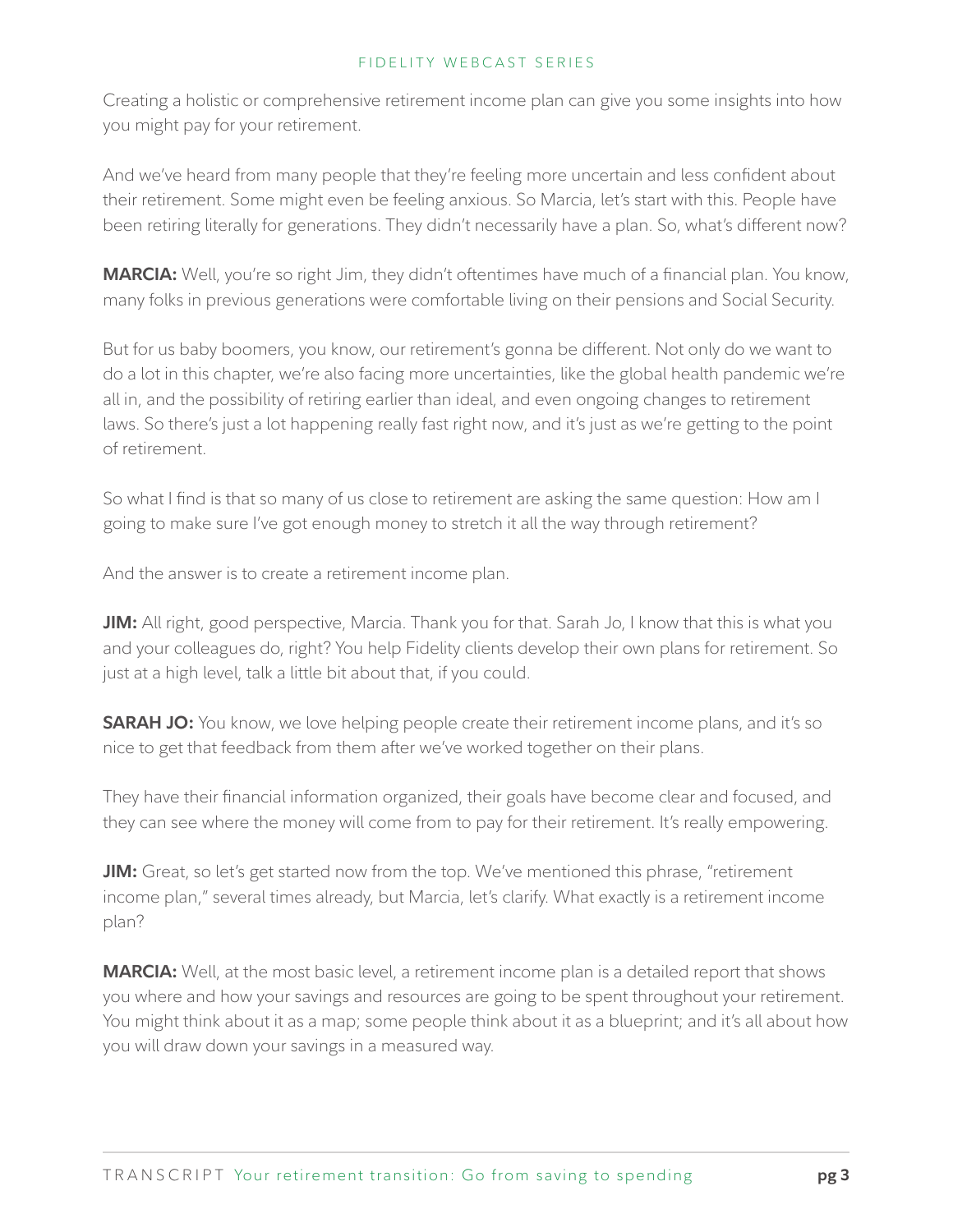Creating a holistic or comprehensive retirement income plan can give you some insights into how you might pay for your retirement.

And we've heard from many people that they're feeling more uncertain and less confident about their retirement. Some might even be feeling anxious. So Marcia, let's start with this. People have been retiring literally for generations. They didn't necessarily have a plan. So, what's different now?

**MARCIA:** Well, you're so right Jim, they didn't oftentimes have much of a financial plan. You know, many folks in previous generations were comfortable living on their pensions and Social Security.

But for us baby boomers, you know, our retirement's gonna be different. Not only do we want to do a lot in this chapter, we're also facing more uncertainties, like the global health pandemic we're all in, and the possibility of retiring earlier than ideal, and even ongoing changes to retirement laws. So there's just a lot happening really fast right now, and it's just as we're getting to the point of retirement.

So what I find is that so many of us close to retirement are asking the same question: How am I going to make sure I've got enough money to stretch it all the way through retirement?

And the answer is to create a retirement income plan.

**JIM:** All right, good perspective, Marcia. Thank you for that. Sarah Jo, I know that this is what you and your colleagues do, right? You help Fidelity clients develop their own plans for retirement. So just at a high level, talk a little bit about that, if you could.

**SARAH JO:** You know, we love helping people create their retirement income plans, and it's so nice to get that feedback from them after we've worked together on their plans.

They have their financial information organized, their goals have become clear and focused, and they can see where the money will come from to pay for their retirement. It's really empowering.

**JIM:** Great, so let's get started now from the top. We've mentioned this phrase, "retirement income plan," several times already, but Marcia, let's clarify. What exactly is a retirement income plan?

**MARCIA:** Well, at the most basic level, a retirement income plan is a detailed report that shows you where and how your savings and resources are going to be spent throughout your retirement. You might think about it as a map; some people think about it as a blueprint; and it's all about how you will draw down your savings in a measured way.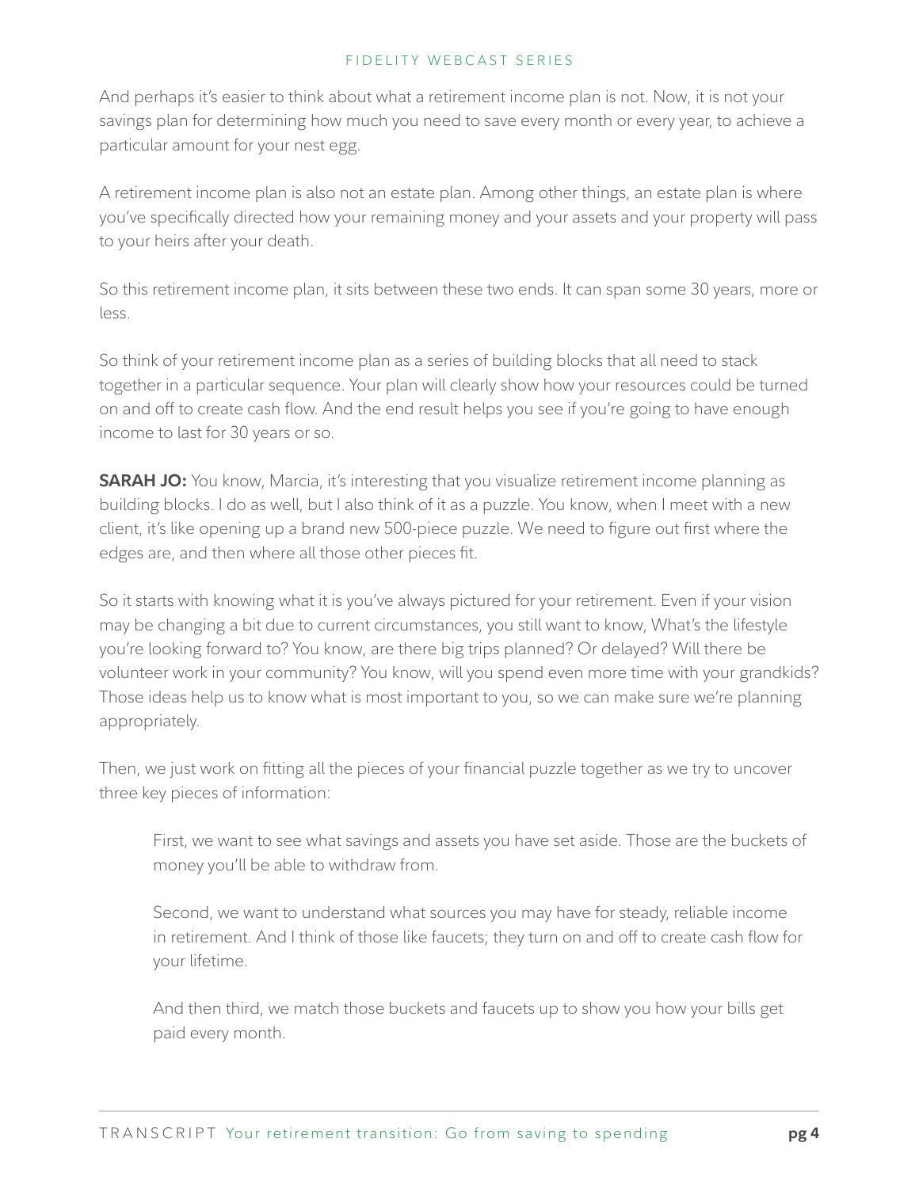And perhaps it's easier to think about what a retirement income plan is not. Now, it is not your savings plan for determining how much you need to save every month or every year, to achieve a particular amount for your nest egg.

A retirement income plan is also not an estate plan. Among other things, an estate plan is where you've specifically directed how your remaining money and your assets and your property will pass to your heirs after your death.

So this retirement income plan, it sits between these two ends. It can span some 30 years, more or less.

So think of your retirement income plan as a series of building blocks that all need to stack together in a particular sequence. Your plan will clearly show how your resources could be turned on and off to create cash flow. And the end result helps you see if you're going to have enough income to last for 30 years or so.

**SARAH JO:** You know, Marcia, it's interesting that you visualize retirement income planning as building blocks. I do as well, but I also think of it as a puzzle. You know, when I meet with a new client, it's like opening up a brand new 500-piece puzzle. We need to figure out first where the edges are, and then where all those other pieces fit.

So it starts with knowing what it is you've always pictured for your retirement. Even if your vision may be changing a bit due to current circumstances, you still want to know, What's the lifestyle you're looking forward to? You know, are there big trips planned? Or delayed? Will there be volunteer work in your community? You know, will you spend even more time with your grandkids? Those ideas help us to know what is most important to you, so we can make sure we're planning appropriately.

Then, we just work on fitting all the pieces of your financial puzzle together as we try to uncover three key pieces of information:

> First, we want to see what savings and assets you have set aside. Those are the buckets of money you'll be able to withdraw from.
>
> Second, we want to understand what sources you may have for steady, reliable income in retirement. And I think of those like faucets; they turn on and off to create cash flow for your lifetime.
>
> And then third, we match those buckets and faucets up to show you how your bills get paid every month.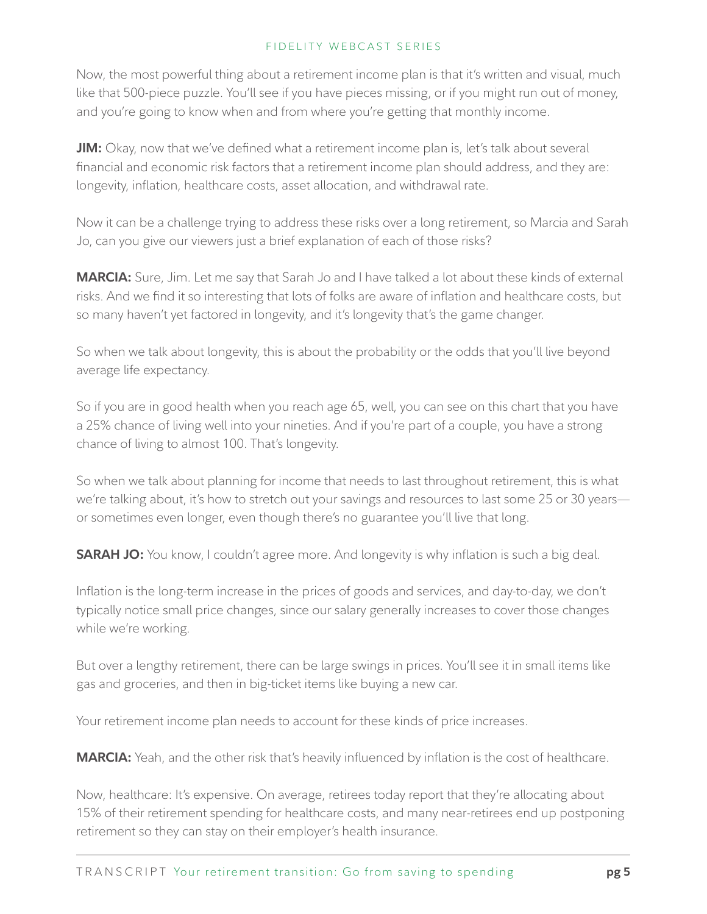Now, the most powerful thing about a retirement income plan is that it's written and visual, much like that 500-piece puzzle. You'll see if you have pieces missing, or if you might run out of money, and you're going to know when and from where you're getting that monthly income.

**JIM:** Okay, now that we've defined what a retirement income plan is, let's talk about several financial and economic risk factors that a retirement income plan should address, and they are: longevity, inflation, healthcare costs, asset allocation, and withdrawal rate.

Now it can be a challenge trying to address these risks over a long retirement, so Marcia and Sarah Jo, can you give our viewers just a brief explanation of each of those risks?

**MARCIA:** Sure, Jim. Let me say that Sarah Jo and I have talked a lot about these kinds of external risks. And we find it so interesting that lots of folks are aware of inflation and healthcare costs, but so many haven't yet factored in longevity, and it's longevity that's the game changer.

So when we talk about longevity, this is about the probability or the odds that you'll live beyond average life expectancy.

So if you are in good health when you reach age 65, well, you can see on this chart that you have a 25% chance of living well into your nineties. And if you're part of a couple, you have a strong chance of living to almost 100. That's longevity.

So when we talk about planning for income that needs to last throughout retirement, this is what we're talking about, it's how to stretch out your savings and resources to last some 25 or 30 years—or sometimes even longer, even though there's no guarantee you'll live that long.

**SARAH JO:** You know, I couldn't agree more. And longevity is why inflation is such a big deal.

Inflation is the long-term increase in the prices of goods and services, and day-to-day, we don't typically notice small price changes, since our salary generally increases to cover those changes while we're working.

But over a lengthy retirement, there can be large swings in prices. You'll see it in small items like gas and groceries, and then in big-ticket items like buying a new car.

Your retirement income plan needs to account for these kinds of price increases.

**MARCIA:** Yeah, and the other risk that's heavily influenced by inflation is the cost of healthcare.

Now, healthcare: It's expensive. On average, retirees today report that they're allocating about 15% of their retirement spending for healthcare costs, and many near-retirees end up postponing retirement so they can stay on their employer's health insurance.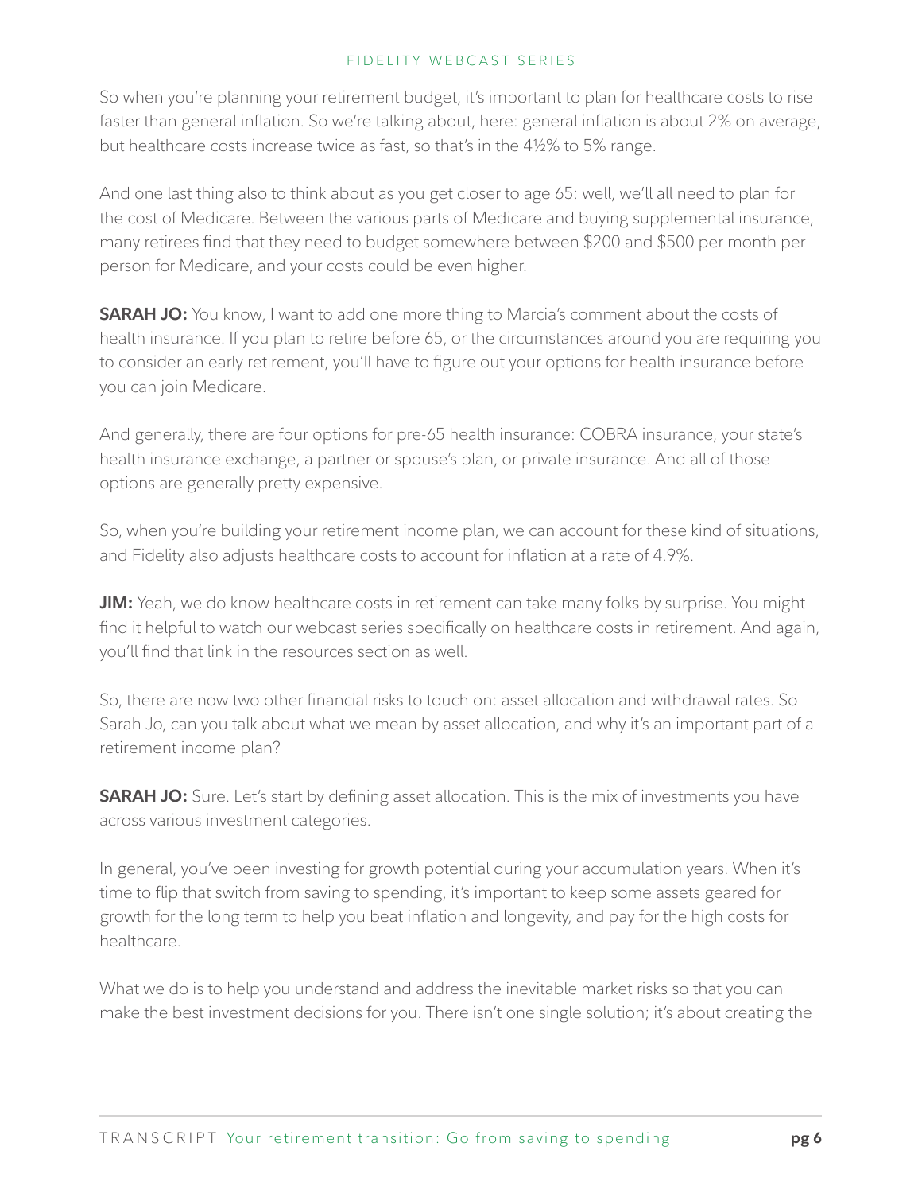So when you're planning your retirement budget, it's important to plan for healthcare costs to rise faster than general inflation. So we're talking about, here: general inflation is about 2% on average, but healthcare costs increase twice as fast, so that's in the 4½% to 5% range.

And one last thing also to think about as you get closer to age 65: well, we'll all need to plan for the cost of Medicare. Between the various parts of Medicare and buying supplemental insurance, many retirees find that they need to budget somewhere between $200 and $500 per month per person for Medicare, and your costs could be even higher.

**SARAH JO:** You know, I want to add one more thing to Marcia's comment about the costs of health insurance. If you plan to retire before 65, or the circumstances around you are requiring you to consider an early retirement, you'll have to figure out your options for health insurance before you can join Medicare.

And generally, there are four options for pre-65 health insurance: COBRA insurance, your state's health insurance exchange, a partner or spouse's plan, or private insurance. And all of those options are generally pretty expensive.

So, when you're building your retirement income plan, we can account for these kind of situations, and Fidelity also adjusts healthcare costs to account for inflation at a rate of 4.9%.

**JIM:** Yeah, we do know healthcare costs in retirement can take many folks by surprise. You might find it helpful to watch our webcast series specifically on healthcare costs in retirement. And again, you'll find that link in the resources section as well.

So, there are now two other financial risks to touch on: asset allocation and withdrawal rates. So Sarah Jo, can you talk about what we mean by asset allocation, and why it's an important part of a retirement income plan?

**SARAH JO:** Sure. Let's start by defining asset allocation. This is the mix of investments you have across various investment categories.

In general, you've been investing for growth potential during your accumulation years. When it's time to flip that switch from saving to spending, it's important to keep some assets geared for growth for the long term to help you beat inflation and longevity, and pay for the high costs for healthcare.

What we do is to help you understand and address the inevitable market risks so that you can make the best investment decisions for you. There isn't one single solution; it's about creating the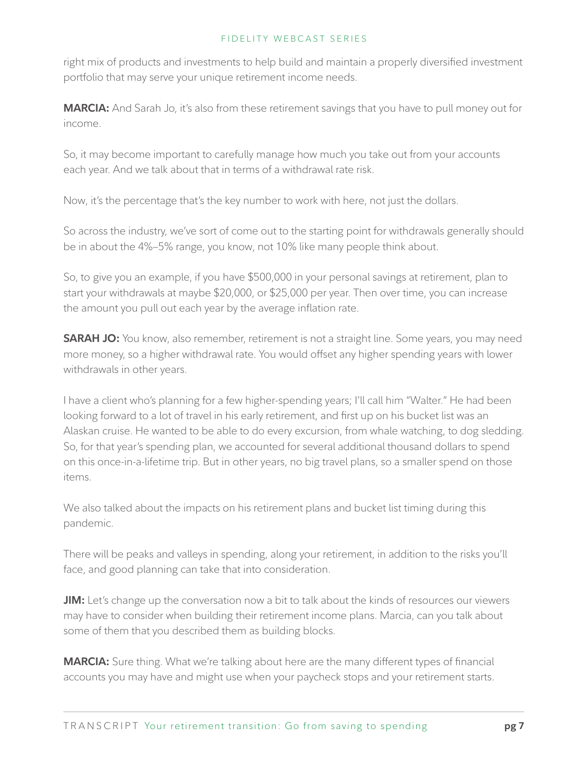right mix of products and investments to help build and maintain a properly diversified investment portfolio that may serve your unique retirement income needs.

**MARCIA:** And Sarah Jo, it's also from these retirement savings that you have to pull money out for income.

So, it may become important to carefully manage how much you take out from your accounts each year. And we talk about that in terms of a withdrawal rate risk.

Now, it's the percentage that's the key number to work with here, not just the dollars.

So across the industry, we've sort of come out to the starting point for withdrawals generally should be in about the 4%–5% range, you know, not 10% like many people think about.

So, to give you an example, if you have $500,000 in your personal savings at retirement, plan to start your withdrawals at maybe $20,000, or $25,000 per year. Then over time, you can increase the amount you pull out each year by the average inflation rate.

**SARAH JO:** You know, also remember, retirement is not a straight line. Some years, you may need more money, so a higher withdrawal rate. You would offset any higher spending years with lower withdrawals in other years.

I have a client who's planning for a few higher-spending years; I'll call him "Walter." He had been looking forward to a lot of travel in his early retirement, and first up on his bucket list was an Alaskan cruise. He wanted to be able to do every excursion, from whale watching, to dog sledding. So, for that year's spending plan, we accounted for several additional thousand dollars to spend on this once-in-a-lifetime trip. But in other years, no big travel plans, so a smaller spend on those items.

We also talked about the impacts on his retirement plans and bucket list timing during this pandemic.

There will be peaks and valleys in spending, along your retirement, in addition to the risks you'll face, and good planning can take that into consideration.

**JIM:** Let's change up the conversation now a bit to talk about the kinds of resources our viewers may have to consider when building their retirement income plans. Marcia, can you talk about some of them that you described them as building blocks.

**MARCIA:** Sure thing. What we're talking about here are the many different types of financial accounts you may have and might use when your paycheck stops and your retirement starts.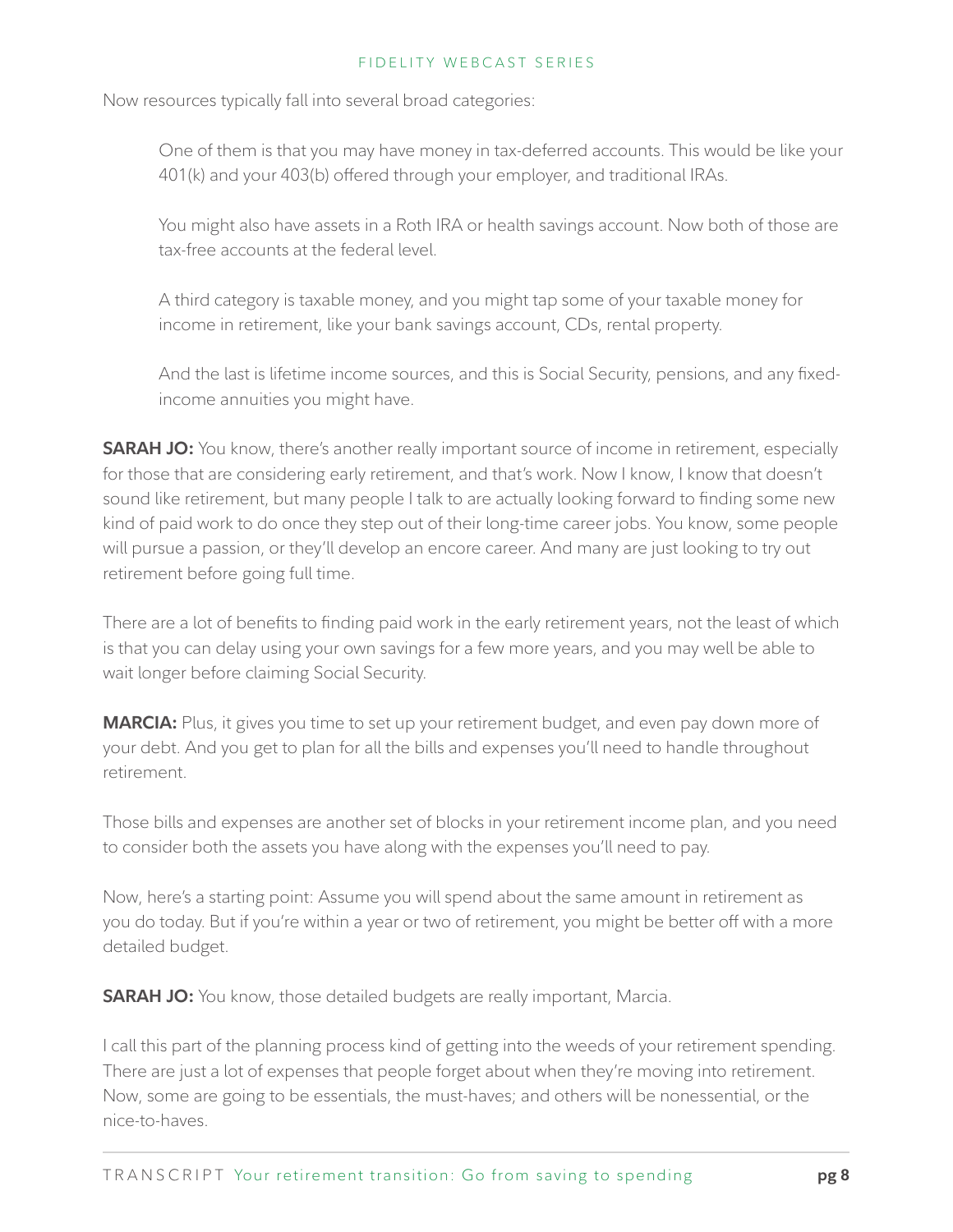Now resources typically fall into several broad categories:

> One of them is that you may have money in tax-deferred accounts. This would be like your 401(k) and your 403(b) offered through your employer, and traditional IRAs.
>
> You might also have assets in a Roth IRA or health savings account. Now both of those are tax-free accounts at the federal level.
>
> A third category is taxable money, and you might tap some of your taxable money for income in retirement, like your bank savings account, CDs, rental property.
>
> And the last is lifetime income sources, and this is Social Security, pensions, and any fixed-income annuities you might have.

**SARAH JO:** You know, there's another really important source of income in retirement, especially for those that are considering early retirement, and that's work. Now I know, I know that doesn't sound like retirement, but many people I talk to are actually looking forward to finding some new kind of paid work to do once they step out of their long-time career jobs. You know, some people will pursue a passion, or they'll develop an encore career. And many are just looking to try out retirement before going full time.

There are a lot of benefits to finding paid work in the early retirement years, not the least of which is that you can delay using your own savings for a few more years, and you may well be able to wait longer before claiming Social Security.

**MARCIA:** Plus, it gives you time to set up your retirement budget, and even pay down more of your debt. And you get to plan for all the bills and expenses you'll need to handle throughout retirement.

Those bills and expenses are another set of blocks in your retirement income plan, and you need to consider both the assets you have along with the expenses you'll need to pay.

Now, here's a starting point: Assume you will spend about the same amount in retirement as you do today. But if you're within a year or two of retirement, you might be better off with a more detailed budget.

**SARAH JO:** You know, those detailed budgets are really important, Marcia.

I call this part of the planning process kind of getting into the weeds of your retirement spending. There are just a lot of expenses that people forget about when they're moving into retirement. Now, some are going to be essentials, the must-haves; and others will be nonessential, or the nice-to-haves.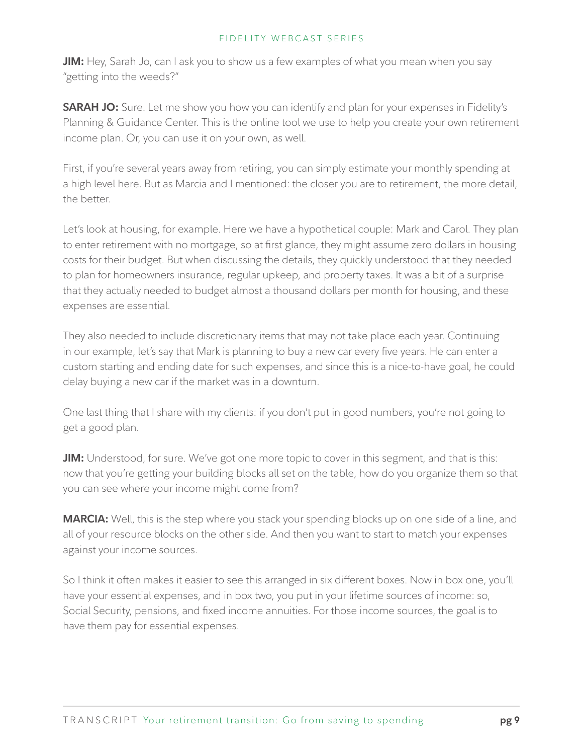**JIM:** Hey, Sarah Jo, can I ask you to show us a few examples of what you mean when you say "getting into the weeds?"

**SARAH JO:** Sure. Let me show you how you can identify and plan for your expenses in Fidelity's Planning & Guidance Center. This is the online tool we use to help you create your own retirement income plan. Or, you can use it on your own, as well.

First, if you're several years away from retiring, you can simply estimate your monthly spending at a high level here. But as Marcia and I mentioned: the closer you are to retirement, the more detail, the better.

Let's look at housing, for example. Here we have a hypothetical couple: Mark and Carol. They plan to enter retirement with no mortgage, so at first glance, they might assume zero dollars in housing costs for their budget. But when discussing the details, they quickly understood that they needed to plan for homeowners insurance, regular upkeep, and property taxes. It was a bit of a surprise that they actually needed to budget almost a thousand dollars per month for housing, and these expenses are essential.

They also needed to include discretionary items that may not take place each year. Continuing in our example, let's say that Mark is planning to buy a new car every five years. He can enter a custom starting and ending date for such expenses, and since this is a nice-to-have goal, he could delay buying a new car if the market was in a downturn.

One last thing that I share with my clients: if you don't put in good numbers, you're not going to get a good plan.

**JIM:** Understood, for sure. We've got one more topic to cover in this segment, and that is this: now that you're getting your building blocks all set on the table, how do you organize them so that you can see where your income might come from?

**MARCIA:** Well, this is the step where you stack your spending blocks up on one side of a line, and all of your resource blocks on the other side. And then you want to start to match your expenses against your income sources.

So I think it often makes it easier to see this arranged in six different boxes. Now in box one, you'll have your essential expenses, and in box two, you put in your lifetime sources of income: so, Social Security, pensions, and fixed income annuities. For those income sources, the goal is to have them pay for essential expenses.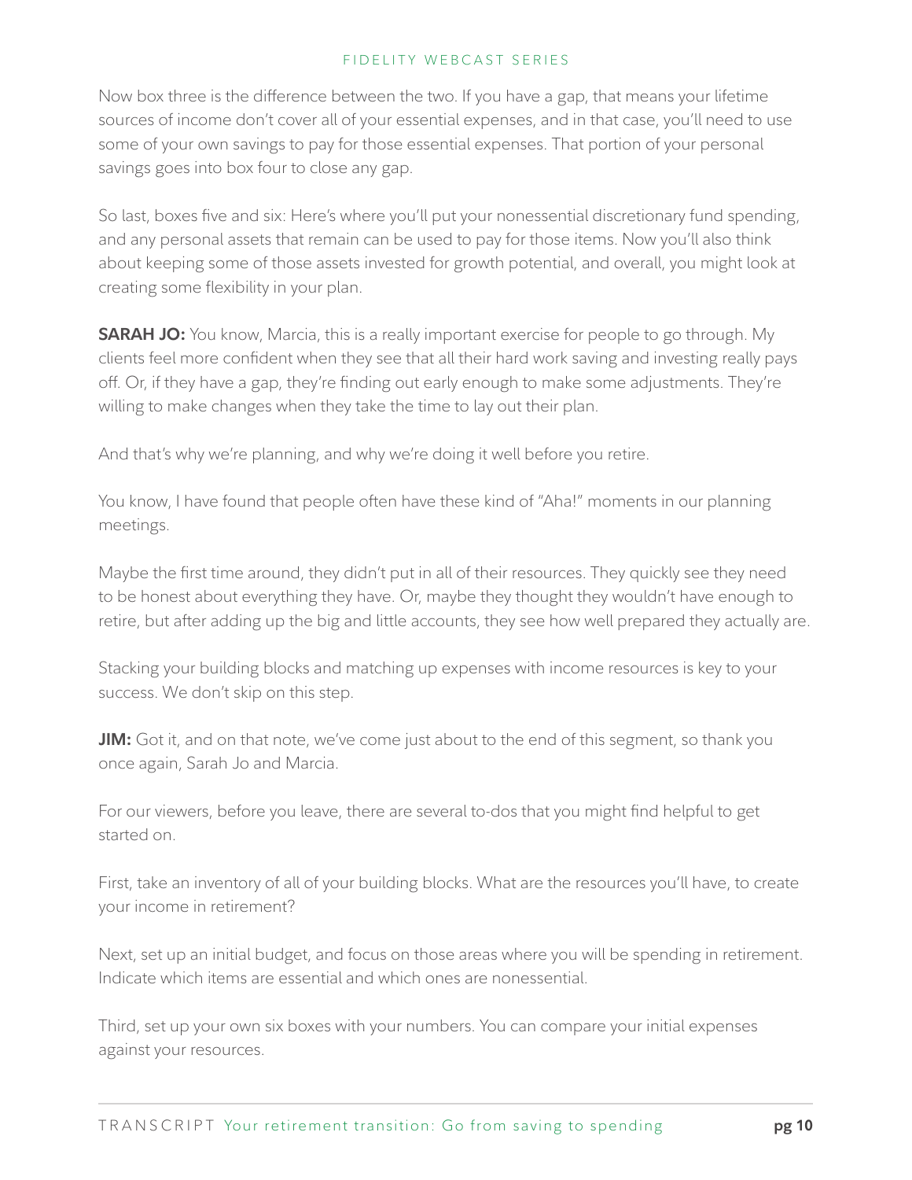Now box three is the difference between the two. If you have a gap, that means your lifetime sources of income don't cover all of your essential expenses, and in that case, you'll need to use some of your own savings to pay for those essential expenses. That portion of your personal savings goes into box four to close any gap.

So last, boxes five and six: Here's where you'll put your nonessential discretionary fund spending, and any personal assets that remain can be used to pay for those items. Now you'll also think about keeping some of those assets invested for growth potential, and overall, you might look at creating some flexibility in your plan.

**SARAH JO:** You know, Marcia, this is a really important exercise for people to go through. My clients feel more confident when they see that all their hard work saving and investing really pays off. Or, if they have a gap, they're finding out early enough to make some adjustments. They're willing to make changes when they take the time to lay out their plan.

And that's why we're planning, and why we're doing it well before you retire.

You know, I have found that people often have these kind of "Aha!" moments in our planning meetings.

Maybe the first time around, they didn't put in all of their resources. They quickly see they need to be honest about everything they have. Or, maybe they thought they wouldn't have enough to retire, but after adding up the big and little accounts, they see how well prepared they actually are.

Stacking your building blocks and matching up expenses with income resources is key to your success. We don't skip on this step.

**JIM:** Got it, and on that note, we've come just about to the end of this segment, so thank you once again, Sarah Jo and Marcia.

For our viewers, before you leave, there are several to-dos that you might find helpful to get started on.

First, take an inventory of all of your building blocks. What are the resources you'll have, to create your income in retirement?

Next, set up an initial budget, and focus on those areas where you will be spending in retirement. Indicate which items are essential and which ones are nonessential.

Third, set up your own six boxes with your numbers. You can compare your initial expenses against your resources.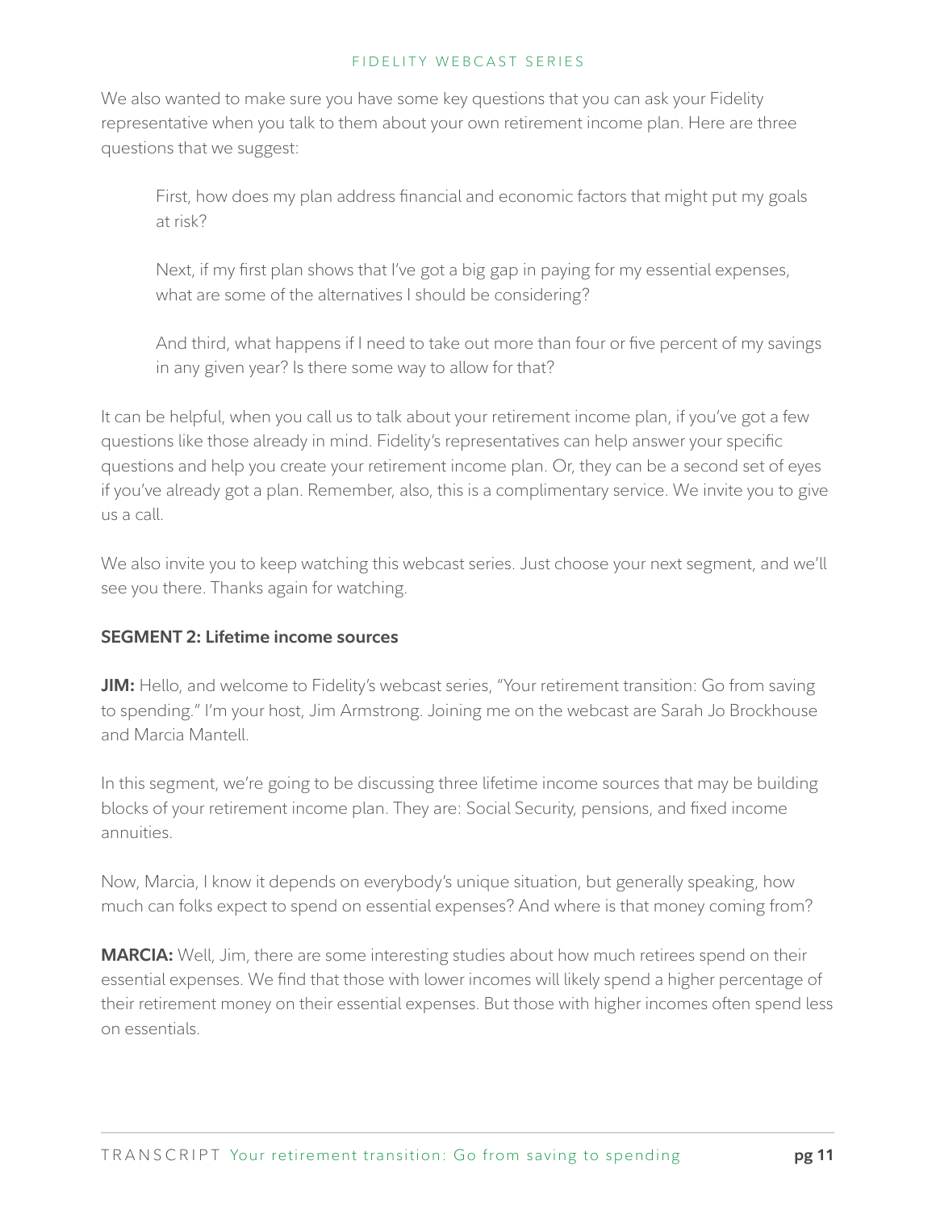We also wanted to make sure you have some key questions that you can ask your Fidelity representative when you talk to them about your own retirement income plan. Here are three questions that we suggest:

> First, how does my plan address financial and economic factors that might put my goals at risk?
>
> Next, if my first plan shows that I've got a big gap in paying for my essential expenses, what are some of the alternatives I should be considering?
>
> And third, what happens if I need to take out more than four or five percent of my savings in any given year? Is there some way to allow for that?

It can be helpful, when you call us to talk about your retirement income plan, if you've got a few questions like those already in mind. Fidelity's representatives can help answer your specific questions and help you create your retirement income plan. Or, they can be a second set of eyes if you've already got a plan. Remember, also, this is a complimentary service. We invite you to give us a call.

We also invite you to keep watching this webcast series. Just choose your next segment, and we'll see you there. Thanks again for watching.

## SEGMENT 2: Lifetime income sources

**JIM:** Hello, and welcome to Fidelity's webcast series, "Your retirement transition: Go from saving to spending." I'm your host, Jim Armstrong. Joining me on the webcast are Sarah Jo Brockhouse and Marcia Mantell.

In this segment, we're going to be discussing three lifetime income sources that may be building blocks of your retirement income plan. They are: Social Security, pensions, and fixed income annuities.

Now, Marcia, I know it depends on everybody's unique situation, but generally speaking, how much can folks expect to spend on essential expenses? And where is that money coming from?

**MARCIA:** Well, Jim, there are some interesting studies about how much retirees spend on their essential expenses. We find that those with lower incomes will likely spend a higher percentage of their retirement money on their essential expenses. But those with higher incomes often spend less on essentials.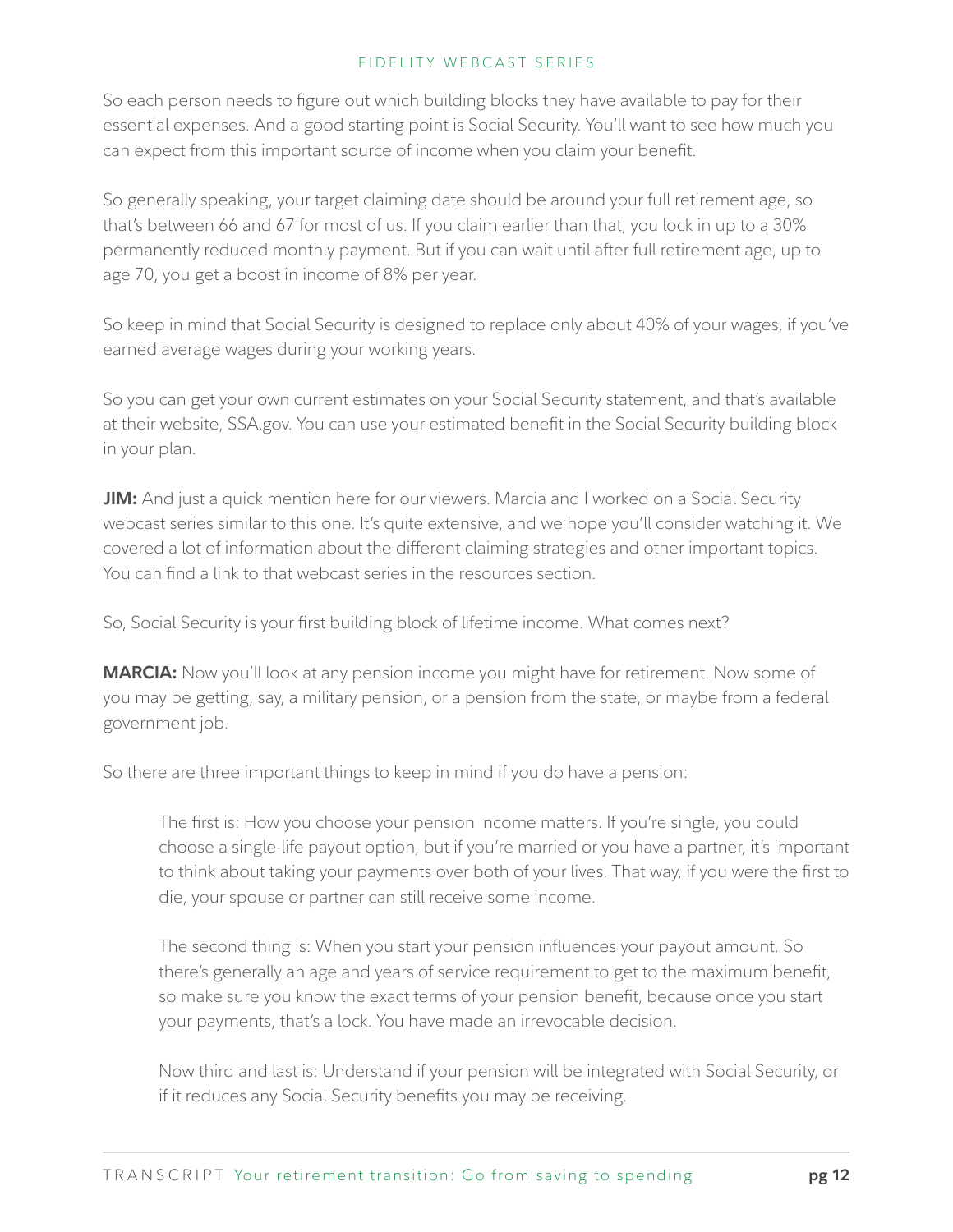So each person needs to figure out which building blocks they have available to pay for their essential expenses. And a good starting point is Social Security. You'll want to see how much you can expect from this important source of income when you claim your benefit.

So generally speaking, your target claiming date should be around your full retirement age, so that's between 66 and 67 for most of us. If you claim earlier than that, you lock in up to a 30% permanently reduced monthly payment. But if you can wait until after full retirement age, up to age 70, you get a boost in income of 8% per year.

So keep in mind that Social Security is designed to replace only about 40% of your wages, if you've earned average wages during your working years.

So you can get your own current estimates on your Social Security statement, and that's available at their website, SSA.gov. You can use your estimated benefit in the Social Security building block in your plan.

**JIM:** And just a quick mention here for our viewers. Marcia and I worked on a Social Security webcast series similar to this one. It's quite extensive, and we hope you'll consider watching it. We covered a lot of information about the different claiming strategies and other important topics. You can find a link to that webcast series in the resources section.

So, Social Security is your first building block of lifetime income. What comes next?

**MARCIA:** Now you'll look at any pension income you might have for retirement. Now some of you may be getting, say, a military pension, or a pension from the state, or maybe from a federal government job.

So there are three important things to keep in mind if you do have a pension:

> The first is: How you choose your pension income matters. If you're single, you could choose a single-life payout option, but if you're married or you have a partner, it's important to think about taking your payments over both of your lives. That way, if you were the first to die, your spouse or partner can still receive some income.
>
> The second thing is: When you start your pension influences your payout amount. So there's generally an age and years of service requirement to get to the maximum benefit, so make sure you know the exact terms of your pension benefit, because once you start your payments, that's a lock. You have made an irrevocable decision.
>
> Now third and last is: Understand if your pension will be integrated with Social Security, or if it reduces any Social Security benefits you may be receiving.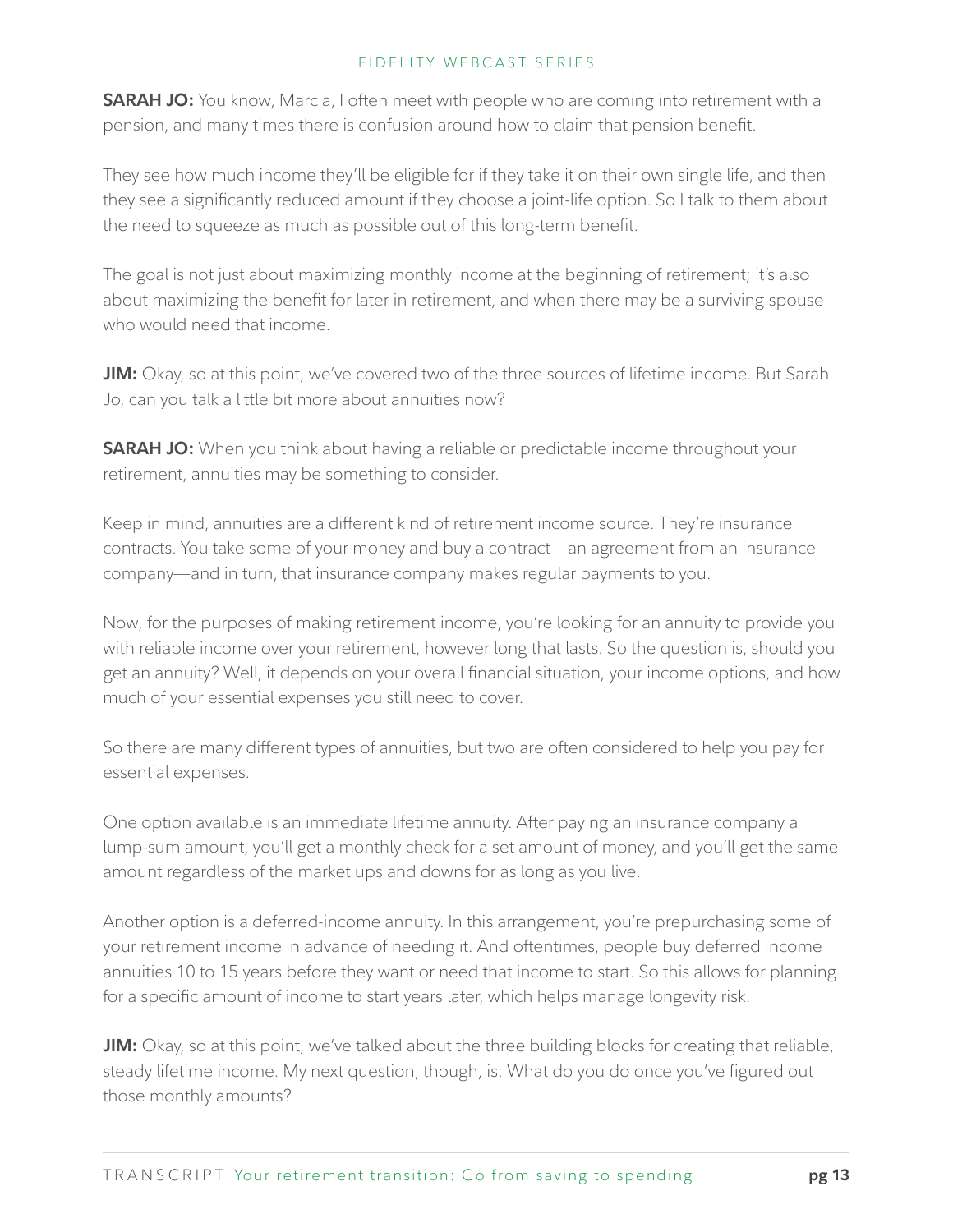**SARAH JO:** You know, Marcia, I often meet with people who are coming into retirement with a pension, and many times there is confusion around how to claim that pension benefit.

They see how much income they'll be eligible for if they take it on their own single life, and then they see a significantly reduced amount if they choose a joint-life option. So I talk to them about the need to squeeze as much as possible out of this long-term benefit.

The goal is not just about maximizing monthly income at the beginning of retirement; it's also about maximizing the benefit for later in retirement, and when there may be a surviving spouse who would need that income.

**JIM:** Okay, so at this point, we've covered two of the three sources of lifetime income. But Sarah Jo, can you talk a little bit more about annuities now?

**SARAH JO:** When you think about having a reliable or predictable income throughout your retirement, annuities may be something to consider.

Keep in mind, annuities are a different kind of retirement income source. They're insurance contracts. You take some of your money and buy a contract—an agreement from an insurance company—and in turn, that insurance company makes regular payments to you.

Now, for the purposes of making retirement income, you're looking for an annuity to provide you with reliable income over your retirement, however long that lasts. So the question is, should you get an annuity? Well, it depends on your overall financial situation, your income options, and how much of your essential expenses you still need to cover.

So there are many different types of annuities, but two are often considered to help you pay for essential expenses.

One option available is an immediate lifetime annuity. After paying an insurance company a lump-sum amount, you'll get a monthly check for a set amount of money, and you'll get the same amount regardless of the market ups and downs for as long as you live.

Another option is a deferred-income annuity. In this arrangement, you're prepurchasing some of your retirement income in advance of needing it. And oftentimes, people buy deferred income annuities 10 to 15 years before they want or need that income to start. So this allows for planning for a specific amount of income to start years later, which helps manage longevity risk.

**JIM:** Okay, so at this point, we've talked about the three building blocks for creating that reliable, steady lifetime income. My next question, though, is: What do you do once you've figured out those monthly amounts?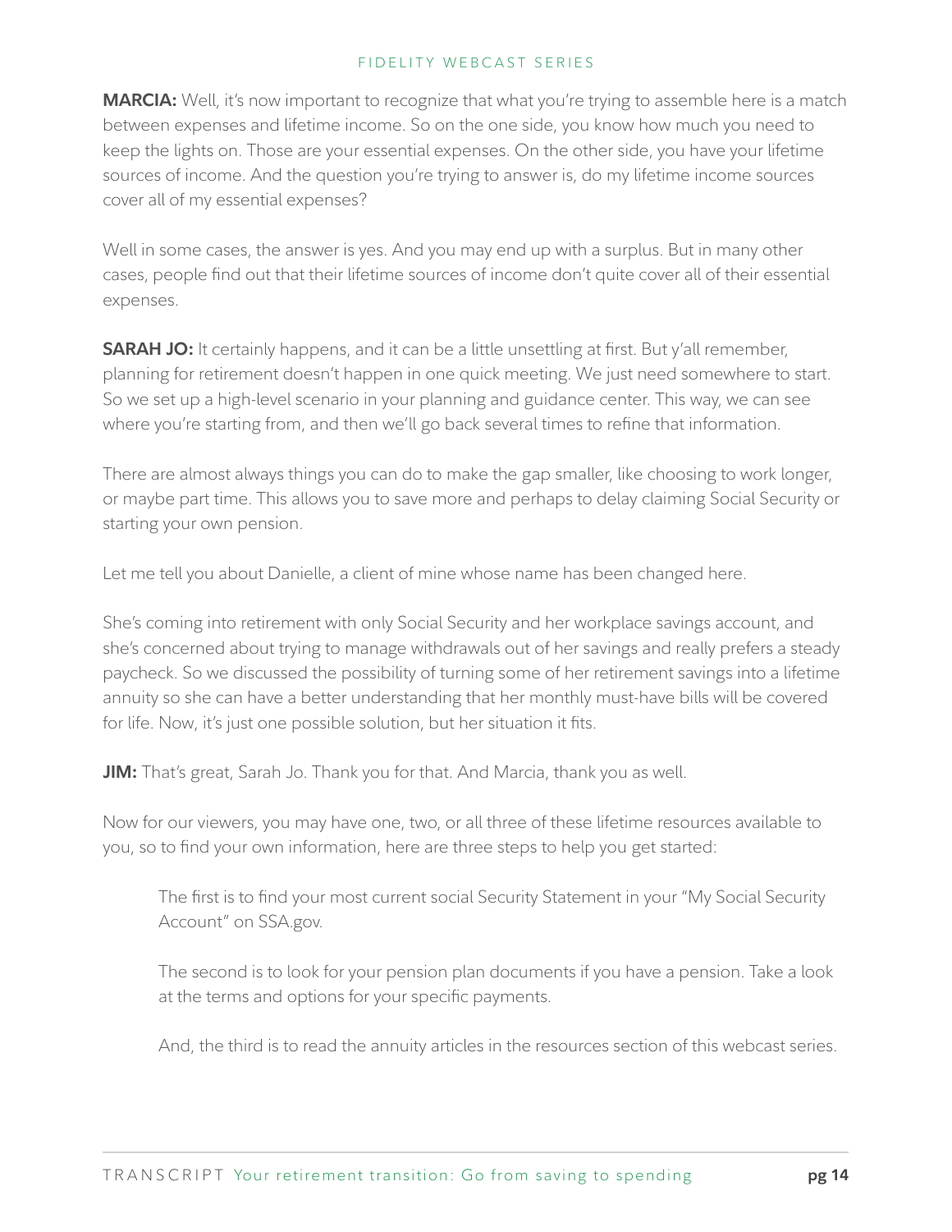**MARCIA:** Well, it's now important to recognize that what you're trying to assemble here is a match between expenses and lifetime income. So on the one side, you know how much you need to keep the lights on. Those are your essential expenses. On the other side, you have your lifetime sources of income. And the question you're trying to answer is, do my lifetime income sources cover all of my essential expenses?

Well in some cases, the answer is yes. And you may end up with a surplus. But in many other cases, people find out that their lifetime sources of income don't quite cover all of their essential expenses.

**SARAH JO:** It certainly happens, and it can be a little unsettling at first. But y'all remember, planning for retirement doesn't happen in one quick meeting. We just need somewhere to start. So we set up a high-level scenario in your planning and guidance center. This way, we can see where you're starting from, and then we'll go back several times to refine that information.

There are almost always things you can do to make the gap smaller, like choosing to work longer, or maybe part time. This allows you to save more and perhaps to delay claiming Social Security or starting your own pension.

Let me tell you about Danielle, a client of mine whose name has been changed here.

She's coming into retirement with only Social Security and her workplace savings account, and she's concerned about trying to manage withdrawals out of her savings and really prefers a steady paycheck. So we discussed the possibility of turning some of her retirement savings into a lifetime annuity so she can have a better understanding that her monthly must-have bills will be covered for life. Now, it's just one possible solution, but her situation it fits.

**JIM:** That's great, Sarah Jo. Thank you for that. And Marcia, thank you as well.

Now for our viewers, you may have one, two, or all three of these lifetime resources available to you, so to find your own information, here are three steps to help you get started:

> The first is to find your most current social Security Statement in your "My Social Security Account" on SSA.gov.
>
> The second is to look for your pension plan documents if you have a pension. Take a look at the terms and options for your specific payments.
>
> And, the third is to read the annuity articles in the resources section of this webcast series.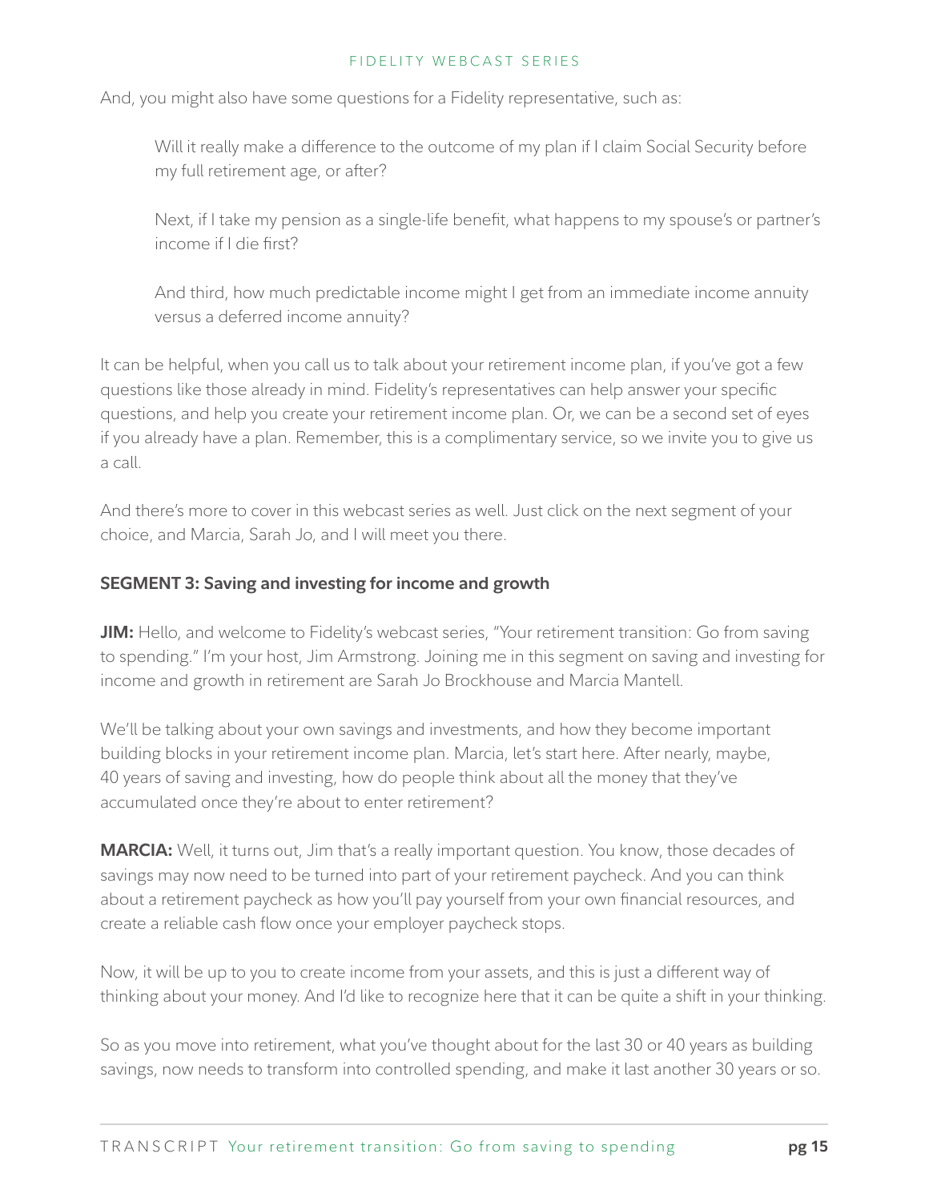And, you might also have some questions for a Fidelity representative, such as:

> Will it really make a difference to the outcome of my plan if I claim Social Security before my full retirement age, or after?
>
> Next, if I take my pension as a single-life benefit, what happens to my spouse's or partner's income if I die first?
>
> And third, how much predictable income might I get from an immediate income annuity versus a deferred income annuity?

It can be helpful, when you call us to talk about your retirement income plan, if you've got a few questions like those already in mind. Fidelity's representatives can help answer your specific questions, and help you create your retirement income plan. Or, we can be a second set of eyes if you already have a plan. Remember, this is a complimentary service, so we invite you to give us a call.

And there's more to cover in this webcast series as well. Just click on the next segment of your choice, and Marcia, Sarah Jo, and I will meet you there.

**SEGMENT 3: Saving and investing for income and growth**

**JIM:** Hello, and welcome to Fidelity's webcast series, "Your retirement transition: Go from saving to spending." I'm your host, Jim Armstrong. Joining me in this segment on saving and investing for income and growth in retirement are Sarah Jo Brockhouse and Marcia Mantell.

We'll be talking about your own savings and investments, and how they become important building blocks in your retirement income plan. Marcia, let's start here. After nearly, maybe, 40 years of saving and investing, how do people think about all the money that they've accumulated once they're about to enter retirement?

**MARCIA:** Well, it turns out, Jim that's a really important question. You know, those decades of savings may now need to be turned into part of your retirement paycheck. And you can think about a retirement paycheck as how you'll pay yourself from your own financial resources, and create a reliable cash flow once your employer paycheck stops.

Now, it will be up to you to create income from your assets, and this is just a different way of thinking about your money. And I'd like to recognize here that it can be quite a shift in your thinking.

So as you move into retirement, what you've thought about for the last 30 or 40 years as building savings, now needs to transform into controlled spending, and make it last another 30 years or so.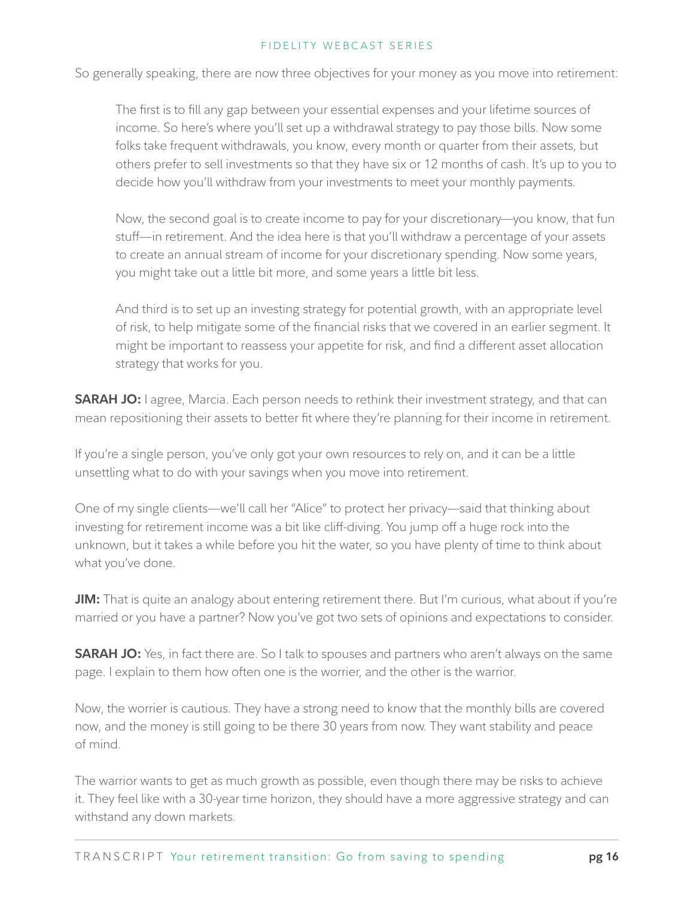So generally speaking, there are now three objectives for your money as you move into retirement:

> The first is to fill any gap between your essential expenses and your lifetime sources of income. So here's where you'll set up a withdrawal strategy to pay those bills. Now some folks take frequent withdrawals, you know, every month or quarter from their assets, but others prefer to sell investments so that they have six or 12 months of cash. It's up to you to decide how you'll withdraw from your investments to meet your monthly payments.
>
> Now, the second goal is to create income to pay for your discretionary—you know, that fun stuff—in retirement. And the idea here is that you'll withdraw a percentage of your assets to create an annual stream of income for your discretionary spending. Now some years, you might take out a little bit more, and some years a little bit less.
>
> And third is to set up an investing strategy for potential growth, with an appropriate level of risk, to help mitigate some of the financial risks that we covered in an earlier segment. It might be important to reassess your appetite for risk, and find a different asset allocation strategy that works for you.

**SARAH JO:** I agree, Marcia. Each person needs to rethink their investment strategy, and that can mean repositioning their assets to better fit where they're planning for their income in retirement.

If you're a single person, you've only got your own resources to rely on, and it can be a little unsettling what to do with your savings when you move into retirement.

One of my single clients—we'll call her "Alice" to protect her privacy—said that thinking about investing for retirement income was a bit like cliff-diving. You jump off a huge rock into the unknown, but it takes a while before you hit the water, so you have plenty of time to think about what you've done.

**JIM:** That is quite an analogy about entering retirement there. But I'm curious, what about if you're married or you have a partner? Now you've got two sets of opinions and expectations to consider.

**SARAH JO:** Yes, in fact there are. So I talk to spouses and partners who aren't always on the same page. I explain to them how often one is the worrier, and the other is the warrior.

Now, the worrier is cautious. They have a strong need to know that the monthly bills are covered now, and the money is still going to be there 30 years from now. They want stability and peace of mind.

The warrior wants to get as much growth as possible, even though there may be risks to achieve it. They feel like with a 30-year time horizon, they should have a more aggressive strategy and can withstand any down markets.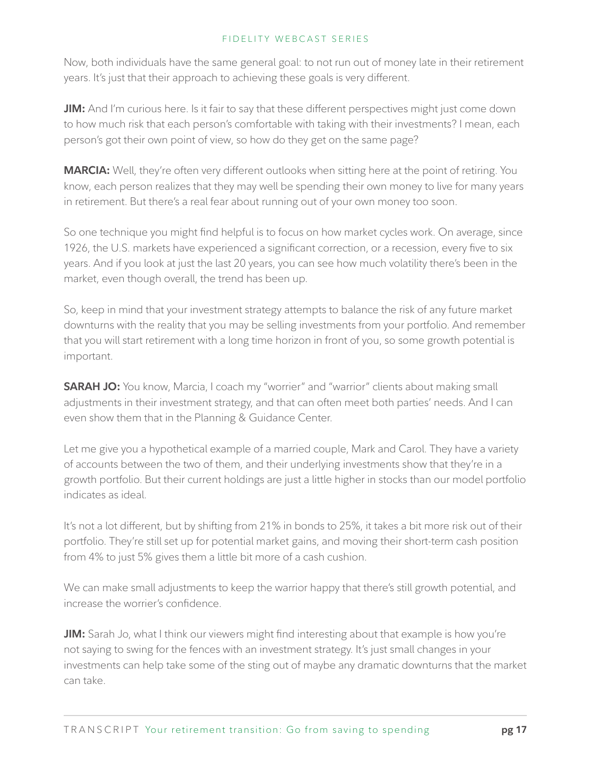Now, both individuals have the same general goal: to not run out of money late in their retirement years. It's just that their approach to achieving these goals is very different.

**JIM:** And I'm curious here. Is it fair to say that these different perspectives might just come down to how much risk that each person's comfortable with taking with their investments? I mean, each person's got their own point of view, so how do they get on the same page?

**MARCIA:** Well, they're often very different outlooks when sitting here at the point of retiring. You know, each person realizes that they may well be spending their own money to live for many years in retirement. But there's a real fear about running out of your own money too soon.

So one technique you might find helpful is to focus on how market cycles work. On average, since 1926, the U.S. markets have experienced a significant correction, or a recession, every five to six years. And if you look at just the last 20 years, you can see how much volatility there's been in the market, even though overall, the trend has been up.

So, keep in mind that your investment strategy attempts to balance the risk of any future market downturns with the reality that you may be selling investments from your portfolio. And remember that you will start retirement with a long time horizon in front of you, so some growth potential is important.

**SARAH JO:** You know, Marcia, I coach my "worrier" and "warrior" clients about making small adjustments in their investment strategy, and that can often meet both parties' needs. And I can even show them that in the Planning & Guidance Center.

Let me give you a hypothetical example of a married couple, Mark and Carol. They have a variety of accounts between the two of them, and their underlying investments show that they're in a growth portfolio. But their current holdings are just a little higher in stocks than our model portfolio indicates as ideal.

It's not a lot different, but by shifting from 21% in bonds to 25%, it takes a bit more risk out of their portfolio. They're still set up for potential market gains, and moving their short-term cash position from 4% to just 5% gives them a little bit more of a cash cushion.

We can make small adjustments to keep the warrior happy that there's still growth potential, and increase the worrier's confidence.

**JIM:** Sarah Jo, what I think our viewers might find interesting about that example is how you're not saying to swing for the fences with an investment strategy. It's just small changes in your investments can help take some of the sting out of maybe any dramatic downturns that the market can take.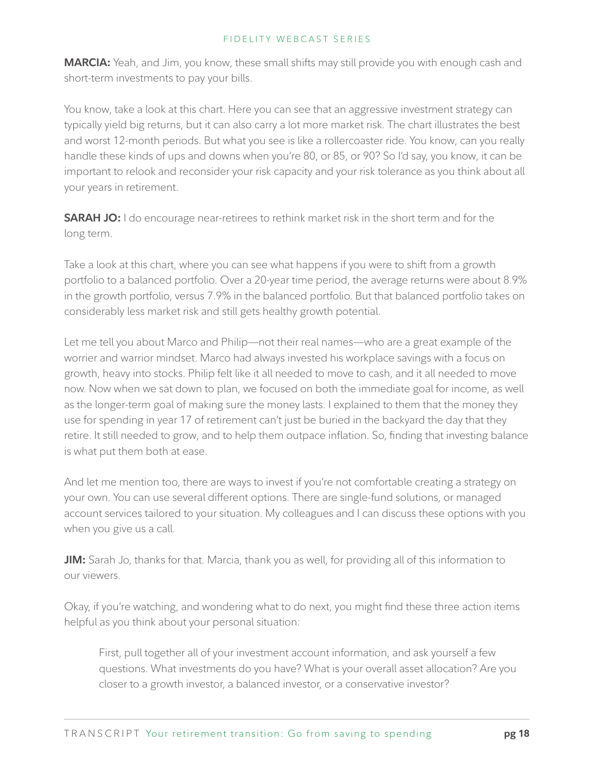**MARCIA:** Yeah, and Jim, you know, these small shifts may still provide you with enough cash and short-term investments to pay your bills.

You know, take a look at this chart. Here you can see that an aggressive investment strategy can typically yield big returns, but it can also carry a lot more market risk. The chart illustrates the best and worst 12-month periods. But what you see is like a rollercoaster ride. You know, can you really handle these kinds of ups and downs when you're 80, or 85, or 90? So I'd say, you know, it can be important to relook and reconsider your risk capacity and your risk tolerance as you think about all your years in retirement.

**SARAH JO:** I do encourage near-retirees to rethink market risk in the short term and for the long term.

Take a look at this chart, where you can see what happens if you were to shift from a growth portfolio to a balanced portfolio. Over a 20-year time period, the average returns were about 8.9% in the growth portfolio, versus 7.9% in the balanced portfolio. But that balanced portfolio takes on considerably less market risk and still gets healthy growth potential.

Let me tell you about Marco and Philip—not their real names—who are a great example of the worrier and warrior mindset. Marco had always invested his workplace savings with a focus on growth, heavy into stocks. Philip felt like it all needed to move to cash, and it all needed to move now. Now when we sat down to plan, we focused on both the immediate goal for income, as well as the longer-term goal of making sure the money lasts. I explained to them that the money they use for spending in year 17 of retirement can't just be buried in the backyard the day that they retire. It still needed to grow, and to help them outpace inflation. So, finding that investing balance is what put them both at ease.

And let me mention too, there are ways to invest if you're not comfortable creating a strategy on your own. You can use several different options. There are single-fund solutions, or managed account services tailored to your situation. My colleagues and I can discuss these options with you when you give us a call.

**JIM:** Sarah Jo, thanks for that. Marcia, thank you as well, for providing all of this information to our viewers.

Okay, if you're watching, and wondering what to do next, you might find these three action items helpful as you think about your personal situation:

> First, pull together all of your investment account information, and ask yourself a few questions. What investments do you have? What is your overall asset allocation? Are you closer to a growth investor, a balanced investor, or a conservative investor?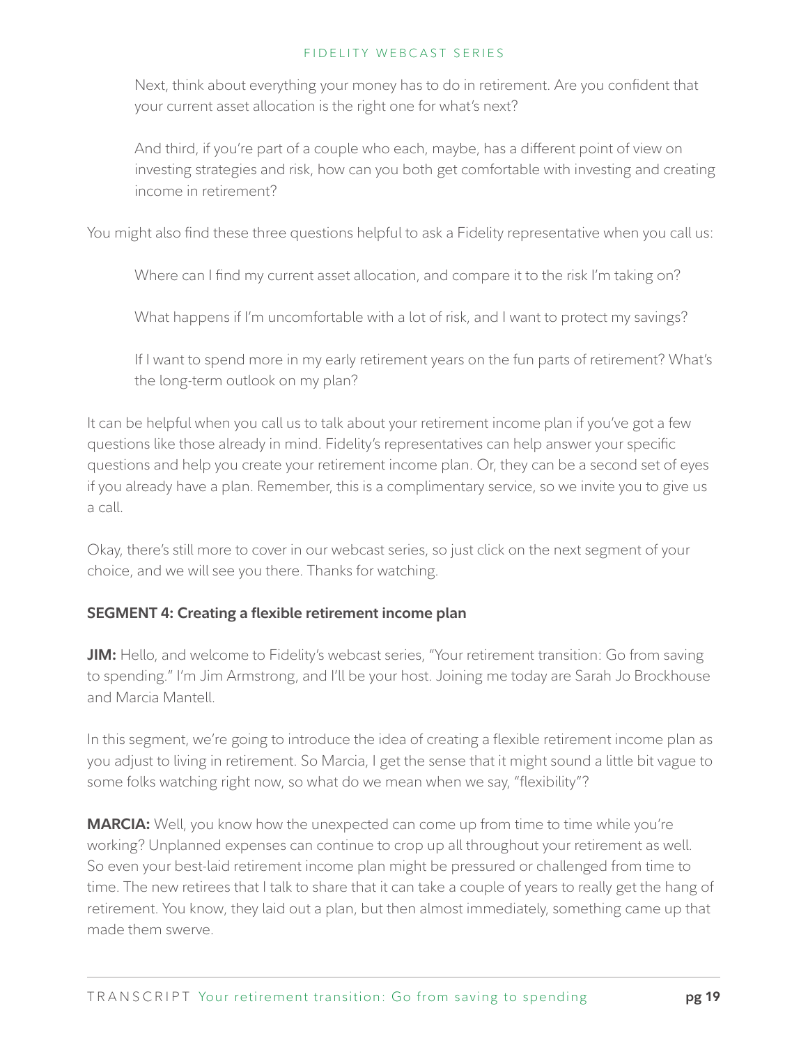Next, think about everything your money has to do in retirement. Are you confident that your current asset allocation is the right one for what's next?

And third, if you're part of a couple who each, maybe, has a different point of view on investing strategies and risk, how can you both get comfortable with investing and creating income in retirement?

You might also find these three questions helpful to ask a Fidelity representative when you call us:

Where can I find my current asset allocation, and compare it to the risk I'm taking on?

What happens if I'm uncomfortable with a lot of risk, and I want to protect my savings?

If I want to spend more in my early retirement years on the fun parts of retirement? What's the long-term outlook on my plan?

It can be helpful when you call us to talk about your retirement income plan if you've got a few questions like those already in mind. Fidelity's representatives can help answer your specific questions and help you create your retirement income plan. Or, they can be a second set of eyes if you already have a plan. Remember, this is a complimentary service, so we invite you to give us a call.

Okay, there's still more to cover in our webcast series, so just click on the next segment of your choice, and we will see you there. Thanks for watching.

### SEGMENT 4: Creating a flexible retirement income plan

**JIM:** Hello, and welcome to Fidelity's webcast series, "Your retirement transition: Go from saving to spending." I'm Jim Armstrong, and I'll be your host. Joining me today are Sarah Jo Brockhouse and Marcia Mantell.

In this segment, we're going to introduce the idea of creating a flexible retirement income plan as you adjust to living in retirement. So Marcia, I get the sense that it might sound a little bit vague to some folks watching right now, so what do we mean when we say, "flexibility"?

**MARCIA:** Well, you know how the unexpected can come up from time to time while you're working? Unplanned expenses can continue to crop up all throughout your retirement as well. So even your best-laid retirement income plan might be pressured or challenged from time to time. The new retirees that I talk to share that it can take a couple of years to really get the hang of retirement. You know, they laid out a plan, but then almost immediately, something came up that made them swerve.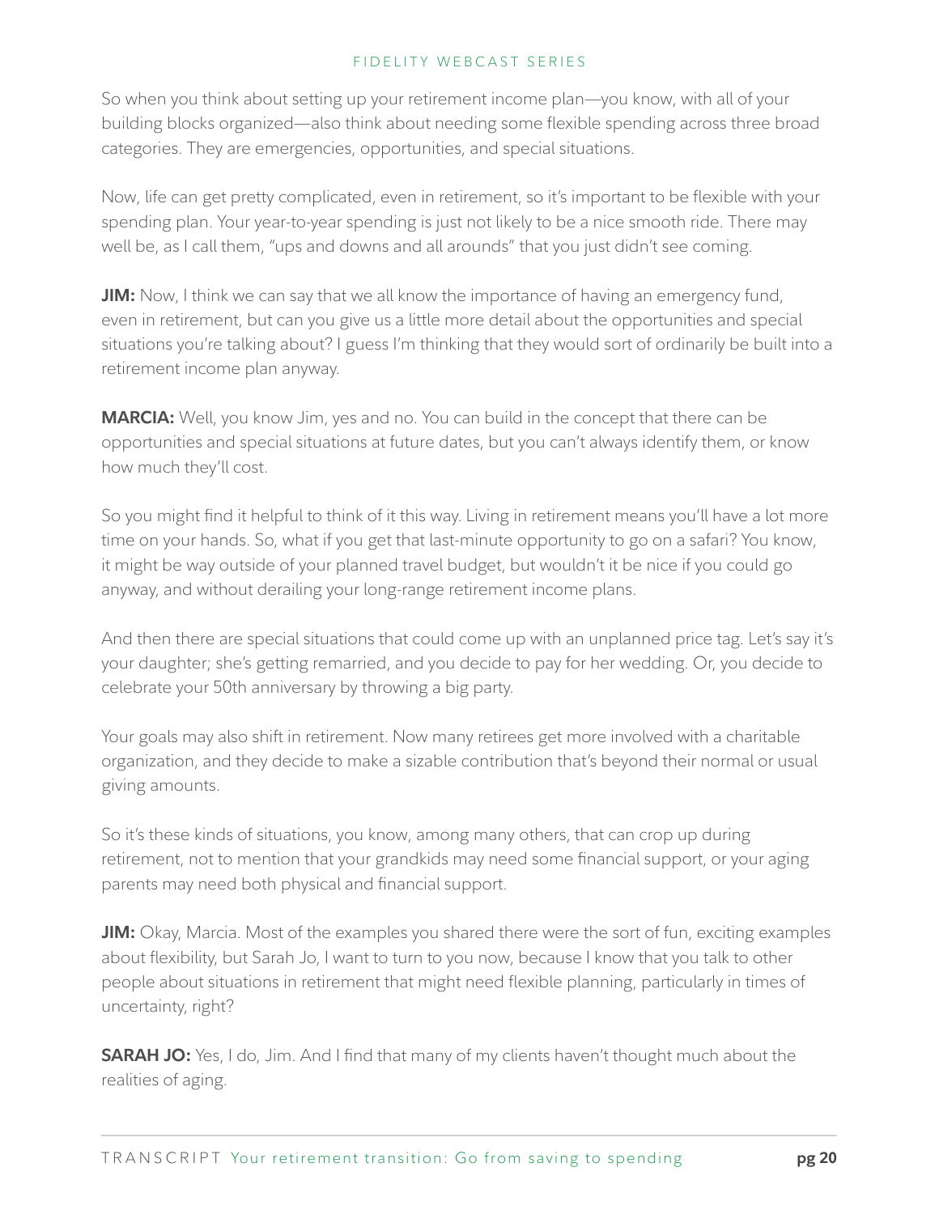So when you think about setting up your retirement income plan—you know, with all of your building blocks organized—also think about needing some flexible spending across three broad categories. They are emergencies, opportunities, and special situations.

Now, life can get pretty complicated, even in retirement, so it's important to be flexible with your spending plan. Your year-to-year spending is just not likely to be a nice smooth ride. There may well be, as I call them, "ups and downs and all arounds" that you just didn't see coming.

**JIM:** Now, I think we can say that we all know the importance of having an emergency fund, even in retirement, but can you give us a little more detail about the opportunities and special situations you're talking about? I guess I'm thinking that they would sort of ordinarily be built into a retirement income plan anyway.

**MARCIA:** Well, you know Jim, yes and no. You can build in the concept that there can be opportunities and special situations at future dates, but you can't always identify them, or know how much they'll cost.

So you might find it helpful to think of it this way. Living in retirement means you'll have a lot more time on your hands. So, what if you get that last-minute opportunity to go on a safari? You know, it might be way outside of your planned travel budget, but wouldn't it be nice if you could go anyway, and without derailing your long-range retirement income plans.

And then there are special situations that could come up with an unplanned price tag. Let's say it's your daughter; she's getting remarried, and you decide to pay for her wedding. Or, you decide to celebrate your 50th anniversary by throwing a big party.

Your goals may also shift in retirement. Now many retirees get more involved with a charitable organization, and they decide to make a sizable contribution that's beyond their normal or usual giving amounts.

So it's these kinds of situations, you know, among many others, that can crop up during retirement, not to mention that your grandkids may need some financial support, or your aging parents may need both physical and financial support.

**JIM:** Okay, Marcia. Most of the examples you shared there were the sort of fun, exciting examples about flexibility, but Sarah Jo, I want to turn to you now, because I know that you talk to other people about situations in retirement that might need flexible planning, particularly in times of uncertainty, right?

**SARAH JO:** Yes, I do, Jim. And I find that many of my clients haven't thought much about the realities of aging.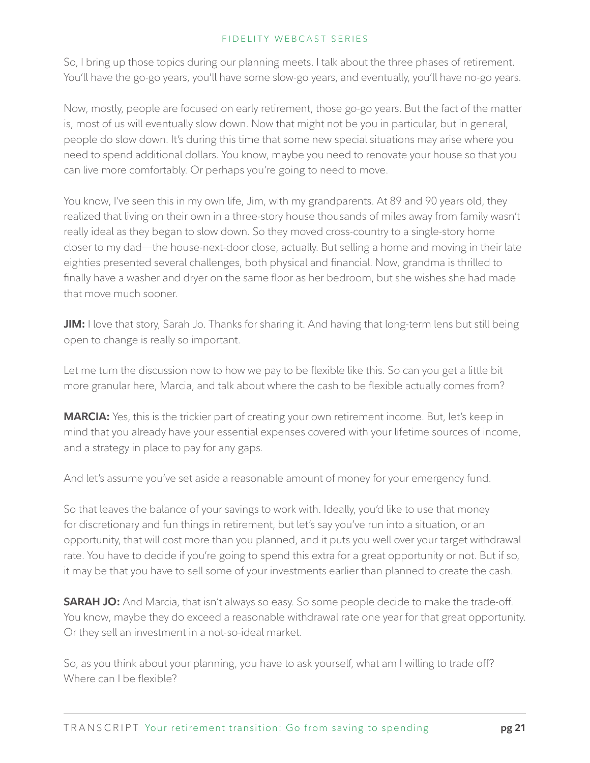So, I bring up those topics during our planning meets. I talk about the three phases of retirement. You'll have the go-go years, you'll have some slow-go years, and eventually, you'll have no-go years.

Now, mostly, people are focused on early retirement, those go-go years. But the fact of the matter is, most of us will eventually slow down. Now that might not be you in particular, but in general, people do slow down. It's during this time that some new special situations may arise where you need to spend additional dollars. You know, maybe you need to renovate your house so that you can live more comfortably. Or perhaps you're going to need to move.

You know, I've seen this in my own life, Jim, with my grandparents. At 89 and 90 years old, they realized that living on their own in a three-story house thousands of miles away from family wasn't really ideal as they began to slow down. So they moved cross-country to a single-story home closer to my dad—the house-next-door close, actually. But selling a home and moving in their late eighties presented several challenges, both physical and financial. Now, grandma is thrilled to finally have a washer and dryer on the same floor as her bedroom, but she wishes she had made that move much sooner.

**JIM:** I love that story, Sarah Jo. Thanks for sharing it. And having that long-term lens but still being open to change is really so important.

Let me turn the discussion now to how we pay to be flexible like this. So can you get a little bit more granular here, Marcia, and talk about where the cash to be flexible actually comes from?

**MARCIA:** Yes, this is the trickier part of creating your own retirement income. But, let's keep in mind that you already have your essential expenses covered with your lifetime sources of income, and a strategy in place to pay for any gaps.

And let's assume you've set aside a reasonable amount of money for your emergency fund.

So that leaves the balance of your savings to work with. Ideally, you'd like to use that money for discretionary and fun things in retirement, but let's say you've run into a situation, or an opportunity, that will cost more than you planned, and it puts you well over your target withdrawal rate. You have to decide if you're going to spend this extra for a great opportunity or not. But if so, it may be that you have to sell some of your investments earlier than planned to create the cash.

**SARAH JO:** And Marcia, that isn't always so easy. So some people decide to make the trade-off. You know, maybe they do exceed a reasonable withdrawal rate one year for that great opportunity. Or they sell an investment in a not-so-ideal market.

So, as you think about your planning, you have to ask yourself, what am I willing to trade off? Where can I be flexible?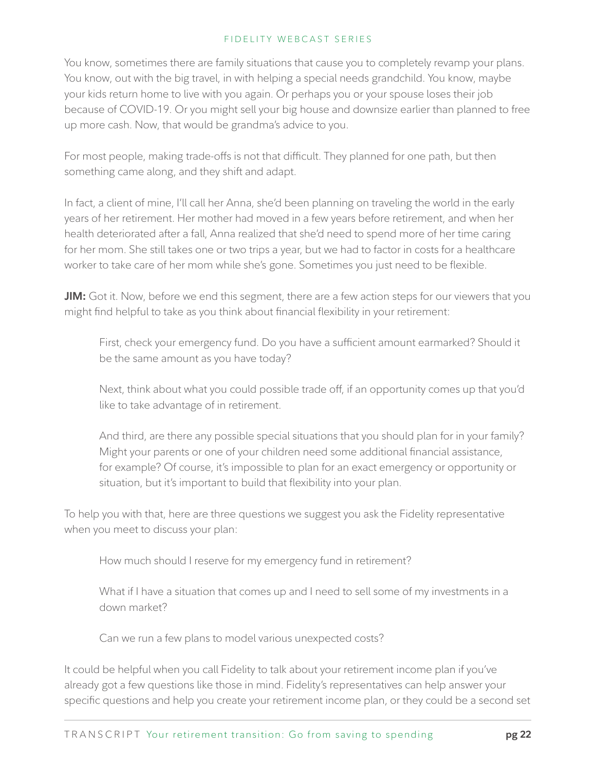You know, sometimes there are family situations that cause you to completely revamp your plans. You know, out with the big travel, in with helping a special needs grandchild. You know, maybe your kids return home to live with you again. Or perhaps you or your spouse loses their job because of COVID-19. Or you might sell your big house and downsize earlier than planned to free up more cash. Now, that would be grandma's advice to you.

For most people, making trade-offs is not that difficult. They planned for one path, but then something came along, and they shift and adapt.

In fact, a client of mine, I'll call her Anna, she'd been planning on traveling the world in the early years of her retirement. Her mother had moved in a few years before retirement, and when her health deteriorated after a fall, Anna realized that she'd need to spend more of her time caring for her mom. She still takes one or two trips a year, but we had to factor in costs for a healthcare worker to take care of her mom while she's gone. Sometimes you just need to be flexible.

**JIM:** Got it. Now, before we end this segment, there are a few action steps for our viewers that you might find helpful to take as you think about financial flexibility in your retirement:

> First, check your emergency fund. Do you have a sufficient amount earmarked? Should it be the same amount as you have today?
>
> Next, think about what you could possible trade off, if an opportunity comes up that you'd like to take advantage of in retirement.
>
> And third, are there any possible special situations that you should plan for in your family? Might your parents or one of your children need some additional financial assistance, for example? Of course, it's impossible to plan for an exact emergency or opportunity or situation, but it's important to build that flexibility into your plan.

To help you with that, here are three questions we suggest you ask the Fidelity representative when you meet to discuss your plan:

> How much should I reserve for my emergency fund in retirement?
>
> What if I have a situation that comes up and I need to sell some of my investments in a down market?
>
> Can we run a few plans to model various unexpected costs?

It could be helpful when you call Fidelity to talk about your retirement income plan if you've already got a few questions like those in mind. Fidelity's representatives can help answer your specific questions and help you create your retirement income plan, or they could be a second set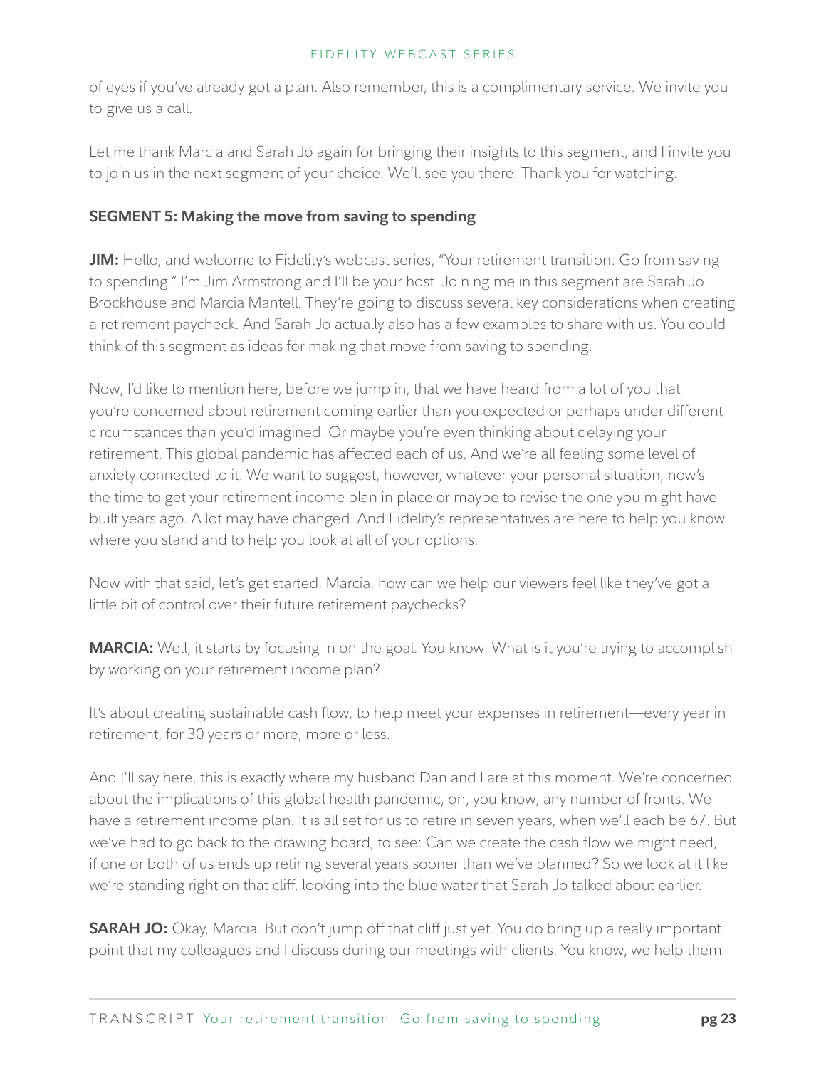of eyes if you've already got a plan. Also remember, this is a complimentary service. We invite you to give us a call.

Let me thank Marcia and Sarah Jo again for bringing their insights to this segment, and I invite you to join us in the next segment of your choice. We'll see you there. Thank you for watching.

**SEGMENT 5: Making the move from saving to spending**

**JIM:** Hello, and welcome to Fidelity's webcast series, "Your retirement transition: Go from saving to spending." I'm Jim Armstrong and I'll be your host. Joining me in this segment are Sarah Jo Brockhouse and Marcia Mantell. They're going to discuss several key considerations when creating a retirement paycheck. And Sarah Jo actually also has a few examples to share with us. You could think of this segment as ideas for making that move from saving to spending.

Now, I'd like to mention here, before we jump in, that we have heard from a lot of you that you're concerned about retirement coming earlier than you expected or perhaps under different circumstances than you'd imagined. Or maybe you're even thinking about delaying your retirement. This global pandemic has affected each of us. And we're all feeling some level of anxiety connected to it. We want to suggest, however, whatever your personal situation, now's the time to get your retirement income plan in place or maybe to revise the one you might have built years ago. A lot may have changed. And Fidelity's representatives are here to help you know where you stand and to help you look at all of your options.

Now with that said, let's get started. Marcia, how can we help our viewers feel like they've got a little bit of control over their future retirement paychecks?

**MARCIA:** Well, it starts by focusing in on the goal. You know: What is it you're trying to accomplish by working on your retirement income plan?

It's about creating sustainable cash flow, to help meet your expenses in retirement—every year in retirement, for 30 years or more, more or less.

And I'll say here, this is exactly where my husband Dan and I are at this moment. We're concerned about the implications of this global health pandemic, on, you know, any number of fronts. We have a retirement income plan. It is all set for us to retire in seven years, when we'll each be 67. But we've had to go back to the drawing board, to see: Can we create the cash flow we might need, if one or both of us ends up retiring several years sooner than we've planned? So we look at it like we're standing right on that cliff, looking into the blue water that Sarah Jo talked about earlier.

**SARAH JO:** Okay, Marcia. But don't jump off that cliff just yet. You do bring up a really important point that my colleagues and I discuss during our meetings with clients. You know, we help them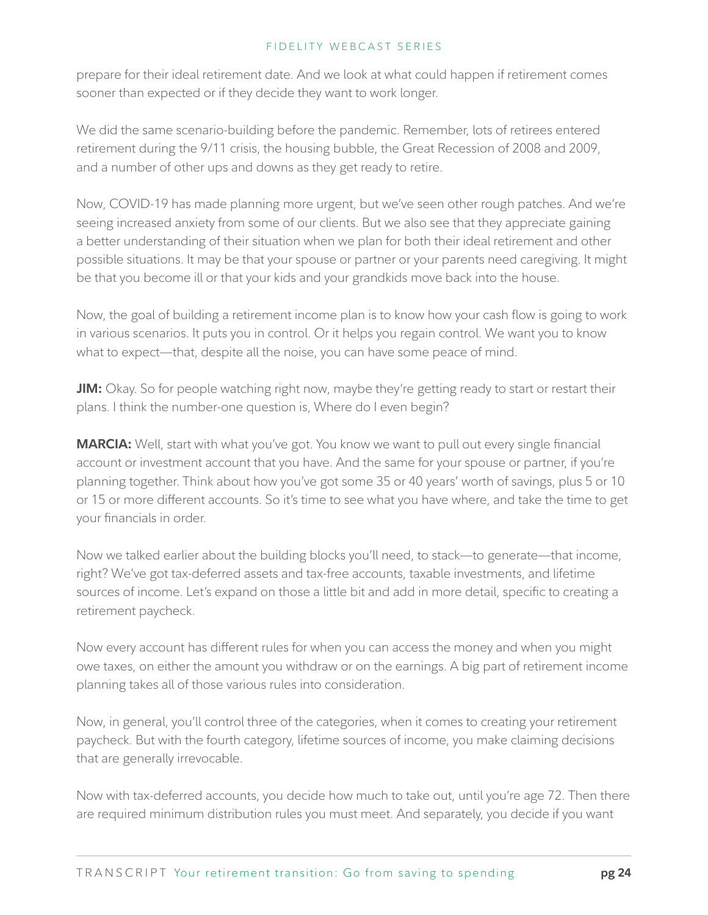prepare for their ideal retirement date. And we look at what could happen if retirement comes sooner than expected or if they decide they want to work longer.

We did the same scenario-building before the pandemic. Remember, lots of retirees entered retirement during the 9/11 crisis, the housing bubble, the Great Recession of 2008 and 2009, and a number of other ups and downs as they get ready to retire.

Now, COVID-19 has made planning more urgent, but we've seen other rough patches. And we're seeing increased anxiety from some of our clients. But we also see that they appreciate gaining a better understanding of their situation when we plan for both their ideal retirement and other possible situations. It may be that your spouse or partner or your parents need caregiving. It might be that you become ill or that your kids and your grandkids move back into the house.

Now, the goal of building a retirement income plan is to know how your cash flow is going to work in various scenarios. It puts you in control. Or it helps you regain control. We want you to know what to expect—that, despite all the noise, you can have some peace of mind.

**JIM:** Okay. So for people watching right now, maybe they're getting ready to start or restart their plans. I think the number-one question is, Where do I even begin?

**MARCIA:** Well, start with what you've got. You know we want to pull out every single financial account or investment account that you have. And the same for your spouse or partner, if you're planning together. Think about how you've got some 35 or 40 years' worth of savings, plus 5 or 10 or 15 or more different accounts. So it's time to see what you have where, and take the time to get your financials in order.

Now we talked earlier about the building blocks you'll need, to stack—to generate—that income, right? We've got tax-deferred assets and tax-free accounts, taxable investments, and lifetime sources of income. Let's expand on those a little bit and add in more detail, specific to creating a retirement paycheck.

Now every account has different rules for when you can access the money and when you might owe taxes, on either the amount you withdraw or on the earnings. A big part of retirement income planning takes all of those various rules into consideration.

Now, in general, you'll control three of the categories, when it comes to creating your retirement paycheck. But with the fourth category, lifetime sources of income, you make claiming decisions that are generally irrevocable.

Now with tax-deferred accounts, you decide how much to take out, until you're age 72. Then there are required minimum distribution rules you must meet. And separately, you decide if you want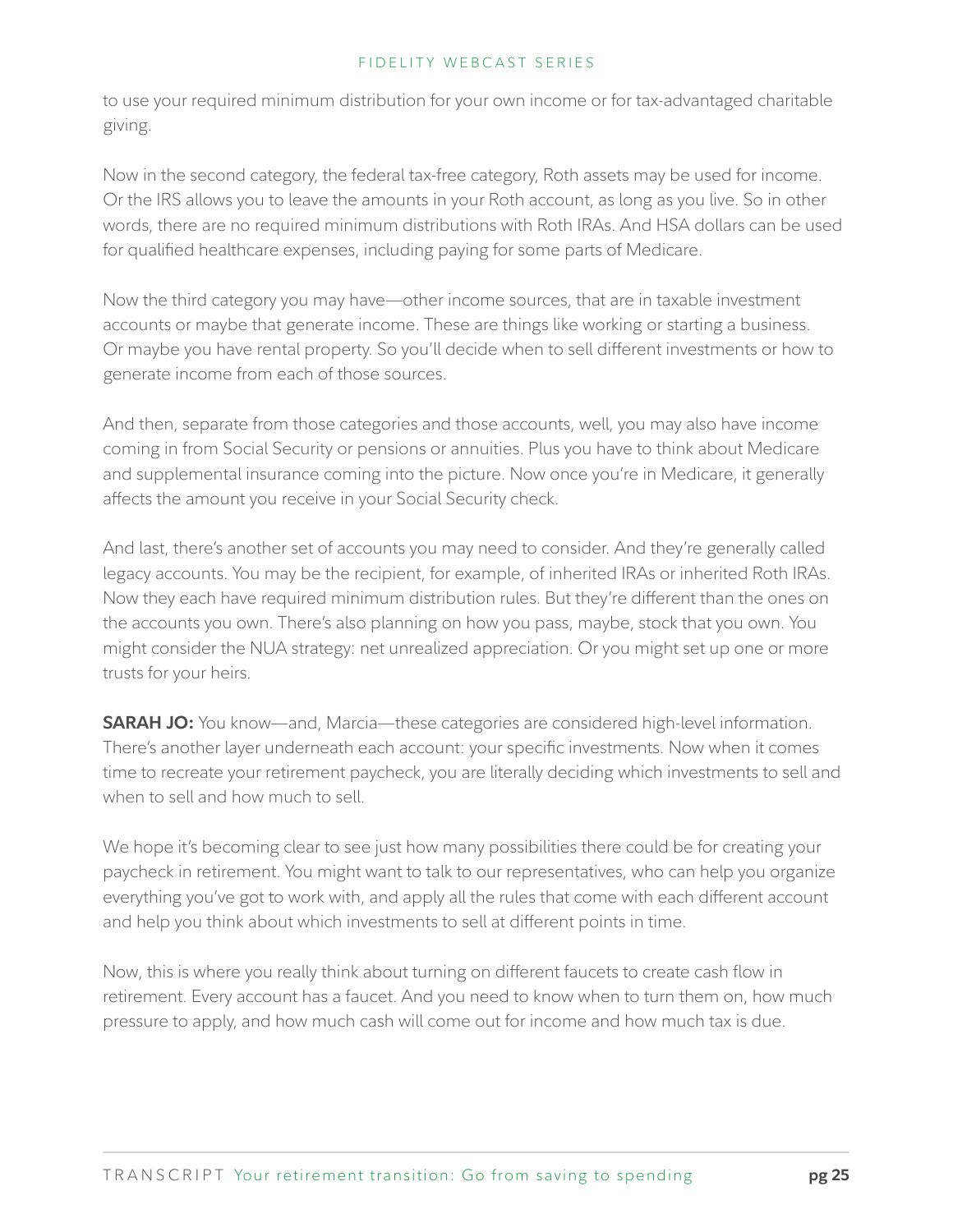to use your required minimum distribution for your own income or for tax-advantaged charitable giving.

Now in the second category, the federal tax-free category, Roth assets may be used for income. Or the IRS allows you to leave the amounts in your Roth account, as long as you live. So in other words, there are no required minimum distributions with Roth IRAs. And HSA dollars can be used for qualified healthcare expenses, including paying for some parts of Medicare.

Now the third category you may have—other income sources, that are in taxable investment accounts or maybe that generate income. These are things like working or starting a business. Or maybe you have rental property. So you'll decide when to sell different investments or how to generate income from each of those sources.

And then, separate from those categories and those accounts, well, you may also have income coming in from Social Security or pensions or annuities. Plus you have to think about Medicare and supplemental insurance coming into the picture. Now once you're in Medicare, it generally affects the amount you receive in your Social Security check.

And last, there's another set of accounts you may need to consider. And they're generally called legacy accounts. You may be the recipient, for example, of inherited IRAs or inherited Roth IRAs. Now they each have required minimum distribution rules. But they're different than the ones on the accounts you own. There's also planning on how you pass, maybe, stock that you own. You might consider the NUA strategy: net unrealized appreciation. Or you might set up one or more trusts for your heirs.

**SARAH JO:** You know—and, Marcia—these categories are considered high-level information. There's another layer underneath each account: your specific investments. Now when it comes time to recreate your retirement paycheck, you are literally deciding which investments to sell and when to sell and how much to sell.

We hope it's becoming clear to see just how many possibilities there could be for creating your paycheck in retirement. You might want to talk to our representatives, who can help you organize everything you've got to work with, and apply all the rules that come with each different account and help you think about which investments to sell at different points in time.

Now, this is where you really think about turning on different faucets to create cash flow in retirement. Every account has a faucet. And you need to know when to turn them on, how much pressure to apply, and how much cash will come out for income and how much tax is due.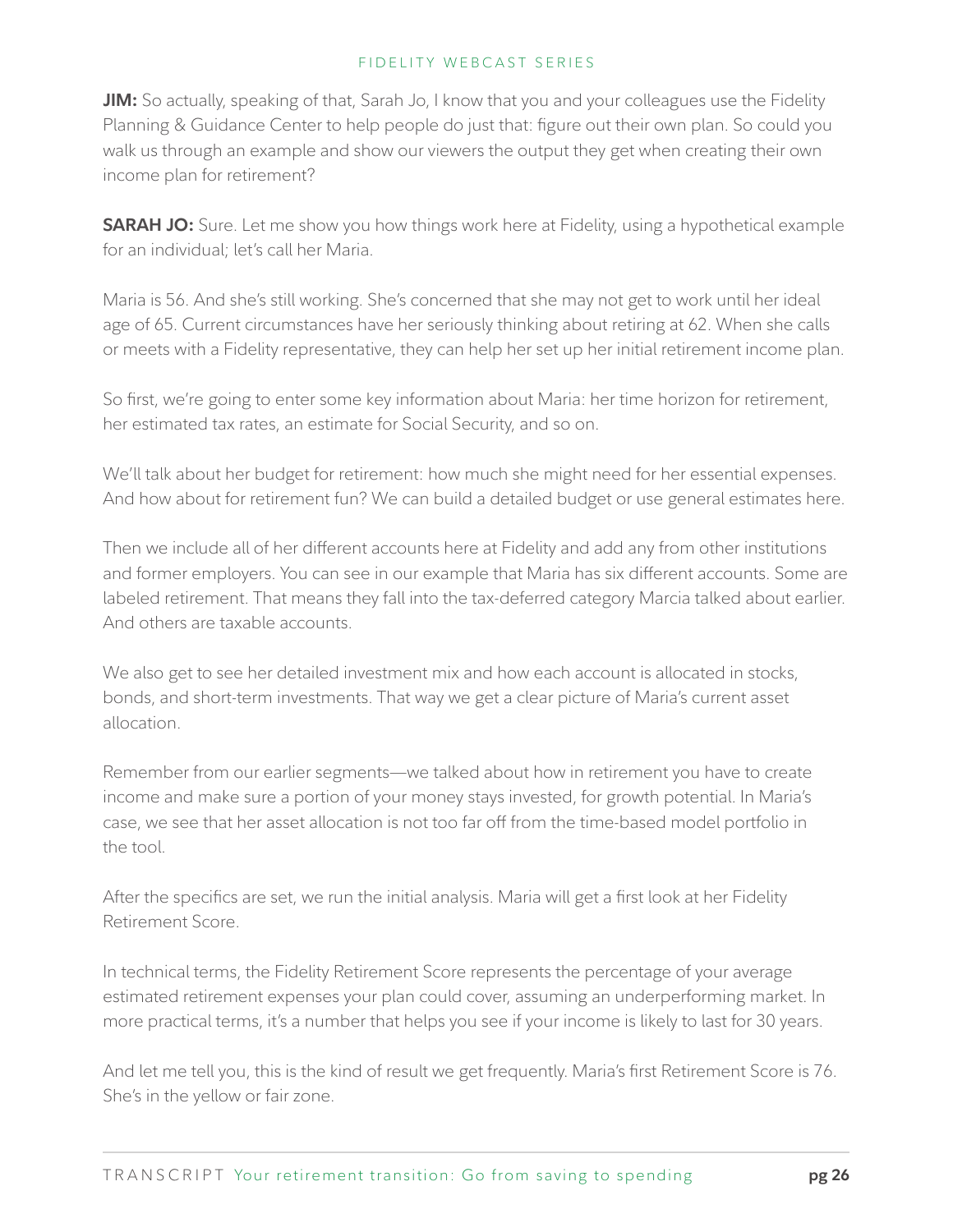**JIM:** So actually, speaking of that, Sarah Jo, I know that you and your colleagues use the Fidelity Planning & Guidance Center to help people do just that: figure out their own plan. So could you walk us through an example and show our viewers the output they get when creating their own income plan for retirement?

**SARAH JO:** Sure. Let me show you how things work here at Fidelity, using a hypothetical example for an individual; let's call her Maria.

Maria is 56. And she's still working. She's concerned that she may not get to work until her ideal age of 65. Current circumstances have her seriously thinking about retiring at 62. When she calls or meets with a Fidelity representative, they can help her set up her initial retirement income plan.

So first, we're going to enter some key information about Maria: her time horizon for retirement, her estimated tax rates, an estimate for Social Security, and so on.

We'll talk about her budget for retirement: how much she might need for her essential expenses. And how about for retirement fun? We can build a detailed budget or use general estimates here.

Then we include all of her different accounts here at Fidelity and add any from other institutions and former employers. You can see in our example that Maria has six different accounts. Some are labeled retirement. That means they fall into the tax-deferred category Marcia talked about earlier. And others are taxable accounts.

We also get to see her detailed investment mix and how each account is allocated in stocks, bonds, and short-term investments. That way we get a clear picture of Maria's current asset allocation.

Remember from our earlier segments—we talked about how in retirement you have to create income and make sure a portion of your money stays invested, for growth potential. In Maria's case, we see that her asset allocation is not too far off from the time-based model portfolio in the tool.

After the specifics are set, we run the initial analysis. Maria will get a first look at her Fidelity Retirement Score.

In technical terms, the Fidelity Retirement Score represents the percentage of your average estimated retirement expenses your plan could cover, assuming an underperforming market. In more practical terms, it's a number that helps you see if your income is likely to last for 30 years.

And let me tell you, this is the kind of result we get frequently. Maria's first Retirement Score is 76. She's in the yellow or fair zone.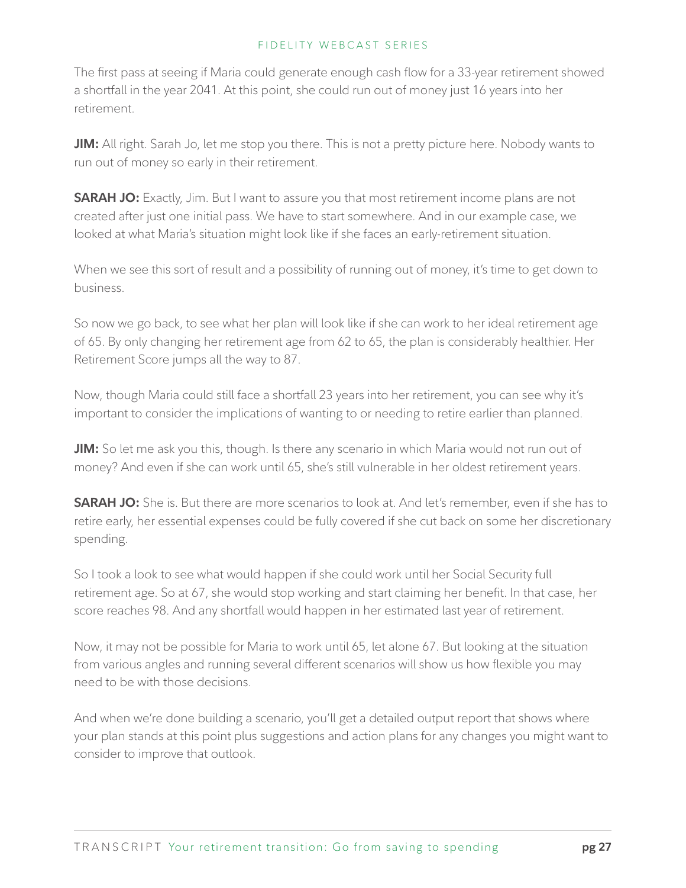The first pass at seeing if Maria could generate enough cash flow for a 33-year retirement showed a shortfall in the year 2041. At this point, she could run out of money just 16 years into her retirement.

**JIM:** All right. Sarah Jo, let me stop you there. This is not a pretty picture here. Nobody wants to run out of money so early in their retirement.

**SARAH JO:** Exactly, Jim. But I want to assure you that most retirement income plans are not created after just one initial pass. We have to start somewhere. And in our example case, we looked at what Maria's situation might look like if she faces an early-retirement situation.

When we see this sort of result and a possibility of running out of money, it's time to get down to business.

So now we go back, to see what her plan will look like if she can work to her ideal retirement age of 65. By only changing her retirement age from 62 to 65, the plan is considerably healthier. Her Retirement Score jumps all the way to 87.

Now, though Maria could still face a shortfall 23 years into her retirement, you can see why it's important to consider the implications of wanting to or needing to retire earlier than planned.

**JIM:** So let me ask you this, though. Is there any scenario in which Maria would not run out of money? And even if she can work until 65, she's still vulnerable in her oldest retirement years.

**SARAH JO:** She is. But there are more scenarios to look at. And let's remember, even if she has to retire early, her essential expenses could be fully covered if she cut back on some her discretionary spending.

So I took a look to see what would happen if she could work until her Social Security full retirement age. So at 67, she would stop working and start claiming her benefit. In that case, her score reaches 98. And any shortfall would happen in her estimated last year of retirement.

Now, it may not be possible for Maria to work until 65, let alone 67. But looking at the situation from various angles and running several different scenarios will show us how flexible you may need to be with those decisions.

And when we're done building a scenario, you'll get a detailed output report that shows where your plan stands at this point plus suggestions and action plans for any changes you might want to consider to improve that outlook.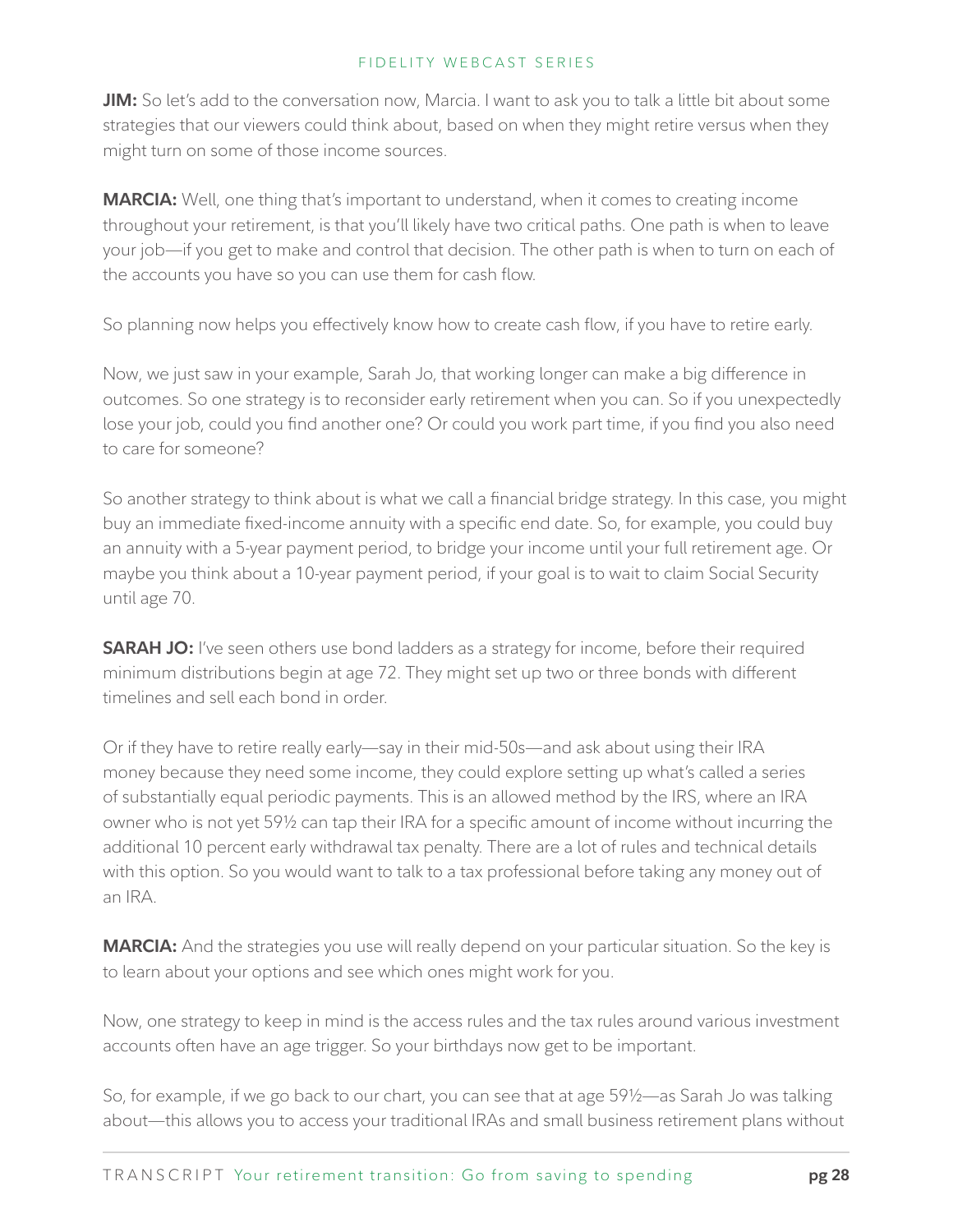**JIM:** So let's add to the conversation now, Marcia. I want to ask you to talk a little bit about some strategies that our viewers could think about, based on when they might retire versus when they might turn on some of those income sources.

**MARCIA:** Well, one thing that's important to understand, when it comes to creating income throughout your retirement, is that you'll likely have two critical paths. One path is when to leave your job—if you get to make and control that decision. The other path is when to turn on each of the accounts you have so you can use them for cash flow.

So planning now helps you effectively know how to create cash flow, if you have to retire early.

Now, we just saw in your example, Sarah Jo, that working longer can make a big difference in outcomes. So one strategy is to reconsider early retirement when you can. So if you unexpectedly lose your job, could you find another one? Or could you work part time, if you find you also need to care for someone?

So another strategy to think about is what we call a financial bridge strategy. In this case, you might buy an immediate fixed-income annuity with a specific end date. So, for example, you could buy an annuity with a 5-year payment period, to bridge your income until your full retirement age. Or maybe you think about a 10-year payment period, if your goal is to wait to claim Social Security until age 70.

**SARAH JO:** I've seen others use bond ladders as a strategy for income, before their required minimum distributions begin at age 72. They might set up two or three bonds with different timelines and sell each bond in order.

Or if they have to retire really early—say in their mid-50s—and ask about using their IRA money because they need some income, they could explore setting up what's called a series of substantially equal periodic payments. This is an allowed method by the IRS, where an IRA owner who is not yet 59½ can tap their IRA for a specific amount of income without incurring the additional 10 percent early withdrawal tax penalty. There are a lot of rules and technical details with this option. So you would want to talk to a tax professional before taking any money out of an IRA.

**MARCIA:** And the strategies you use will really depend on your particular situation. So the key is to learn about your options and see which ones might work for you.

Now, one strategy to keep in mind is the access rules and the tax rules around various investment accounts often have an age trigger. So your birthdays now get to be important.

So, for example, if we go back to our chart, you can see that at age 59½—as Sarah Jo was talking about—this allows you to access your traditional IRAs and small business retirement plans without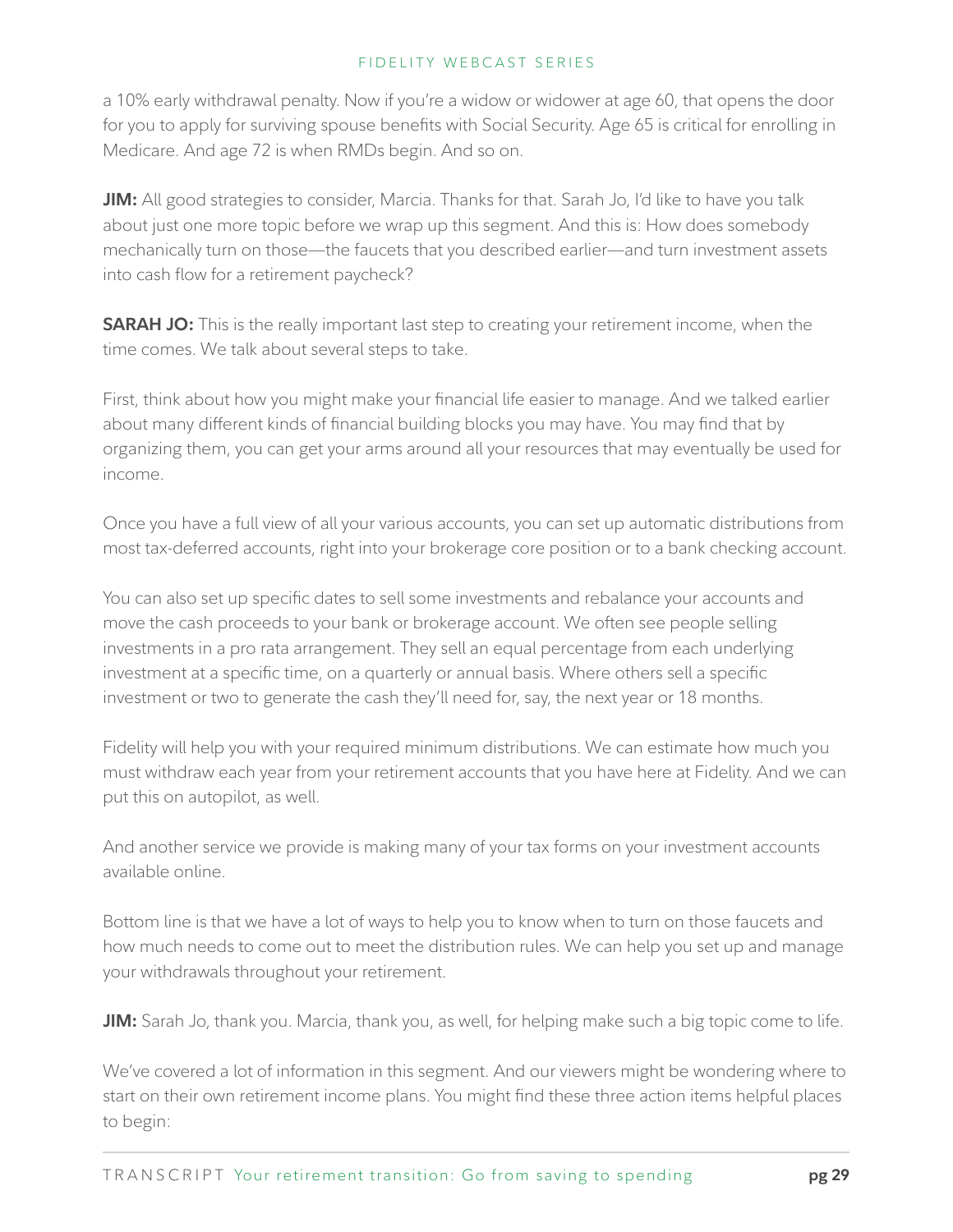a 10% early withdrawal penalty. Now if you're a widow or widower at age 60, that opens the door for you to apply for surviving spouse benefits with Social Security. Age 65 is critical for enrolling in Medicare. And age 72 is when RMDs begin. And so on.

**JIM:** All good strategies to consider, Marcia. Thanks for that. Sarah Jo, I'd like to have you talk about just one more topic before we wrap up this segment. And this is: How does somebody mechanically turn on those—the faucets that you described earlier—and turn investment assets into cash flow for a retirement paycheck?

**SARAH JO:** This is the really important last step to creating your retirement income, when the time comes. We talk about several steps to take.

First, think about how you might make your financial life easier to manage. And we talked earlier about many different kinds of financial building blocks you may have. You may find that by organizing them, you can get your arms around all your resources that may eventually be used for income.

Once you have a full view of all your various accounts, you can set up automatic distributions from most tax-deferred accounts, right into your brokerage core position or to a bank checking account.

You can also set up specific dates to sell some investments and rebalance your accounts and move the cash proceeds to your bank or brokerage account. We often see people selling investments in a pro rata arrangement. They sell an equal percentage from each underlying investment at a specific time, on a quarterly or annual basis. Where others sell a specific investment or two to generate the cash they'll need for, say, the next year or 18 months.

Fidelity will help you with your required minimum distributions. We can estimate how much you must withdraw each year from your retirement accounts that you have here at Fidelity. And we can put this on autopilot, as well.

And another service we provide is making many of your tax forms on your investment accounts available online.

Bottom line is that we have a lot of ways to help you to know when to turn on those faucets and how much needs to come out to meet the distribution rules. We can help you set up and manage your withdrawals throughout your retirement.

**JIM:** Sarah Jo, thank you. Marcia, thank you, as well, for helping make such a big topic come to life.

We've covered a lot of information in this segment. And our viewers might be wondering where to start on their own retirement income plans. You might find these three action items helpful places to begin: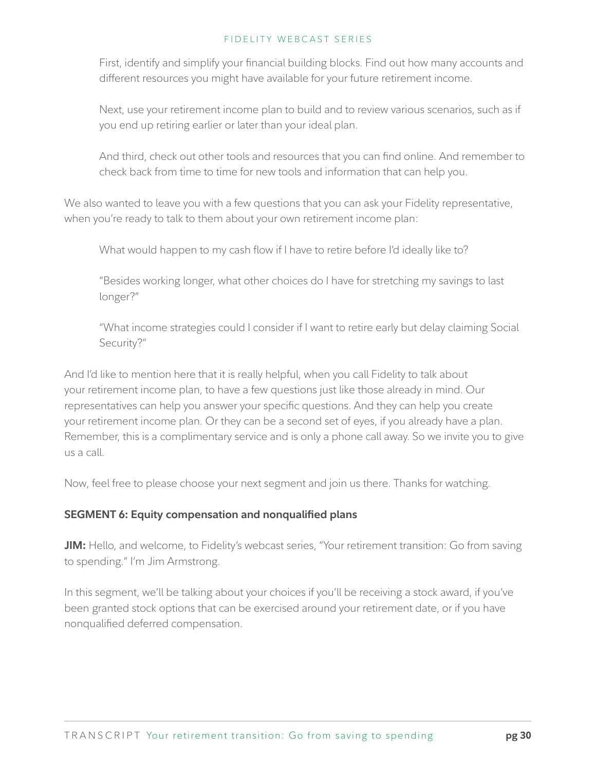First, identify and simplify your financial building blocks. Find out how many accounts and different resources you might have available for your future retirement income.

Next, use your retirement income plan to build and to review various scenarios, such as if you end up retiring earlier or later than your ideal plan.

And third, check out other tools and resources that you can find online. And remember to check back from time to time for new tools and information that can help you.

We also wanted to leave you with a few questions that you can ask your Fidelity representative, when you're ready to talk to them about your own retirement income plan:

What would happen to my cash flow if I have to retire before I'd ideally like to?

"Besides working longer, what other choices do I have for stretching my savings to last longer?"

"What income strategies could I consider if I want to retire early but delay claiming Social Security?"

And I'd like to mention here that it is really helpful, when you call Fidelity to talk about your retirement income plan, to have a few questions just like those already in mind. Our representatives can help you answer your specific questions. And they can help you create your retirement income plan. Or they can be a second set of eyes, if you already have a plan. Remember, this is a complimentary service and is only a phone call away. So we invite you to give us a call.

Now, feel free to please choose your next segment and join us there. Thanks for watching.

**SEGMENT 6: Equity compensation and nonqualified plans**

**JIM:** Hello, and welcome, to Fidelity's webcast series, "Your retirement transition: Go from saving to spending." I'm Jim Armstrong.

In this segment, we'll be talking about your choices if you'll be receiving a stock award, if you've been granted stock options that can be exercised around your retirement date, or if you have nonqualified deferred compensation.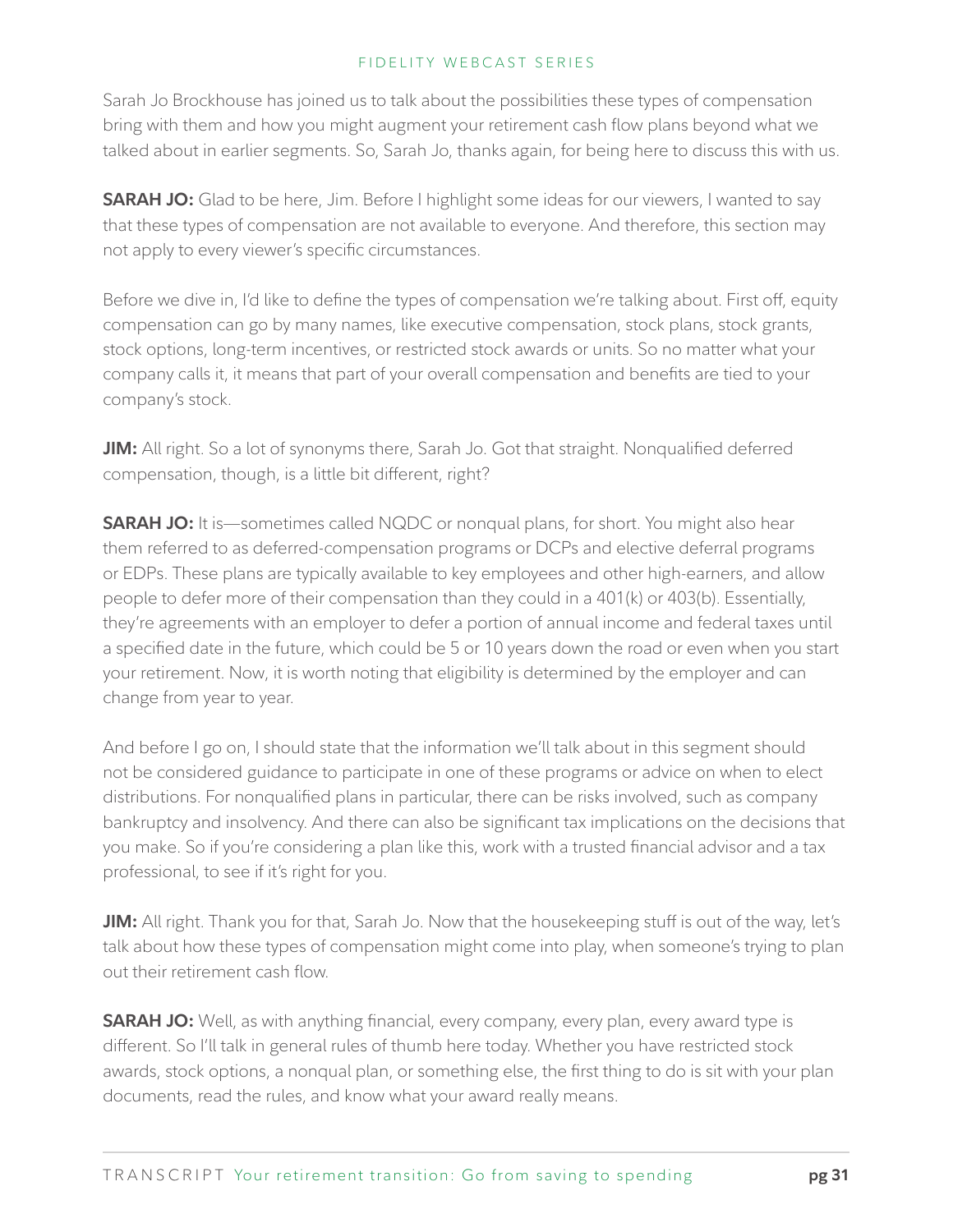Sarah Jo Brockhouse has joined us to talk about the possibilities these types of compensation bring with them and how you might augment your retirement cash flow plans beyond what we talked about in earlier segments. So, Sarah Jo, thanks again, for being here to discuss this with us.

**SARAH JO:** Glad to be here, Jim. Before I highlight some ideas for our viewers, I wanted to say that these types of compensation are not available to everyone. And therefore, this section may not apply to every viewer's specific circumstances.

Before we dive in, I'd like to define the types of compensation we're talking about. First off, equity compensation can go by many names, like executive compensation, stock plans, stock grants, stock options, long-term incentives, or restricted stock awards or units. So no matter what your company calls it, it means that part of your overall compensation and benefits are tied to your company's stock.

**JIM:** All right. So a lot of synonyms there, Sarah Jo. Got that straight. Nonqualified deferred compensation, though, is a little bit different, right?

**SARAH JO:** It is—sometimes called NQDC or nonqual plans, for short. You might also hear them referred to as deferred-compensation programs or DCPs and elective deferral programs or EDPs. These plans are typically available to key employees and other high-earners, and allow people to defer more of their compensation than they could in a 401(k) or 403(b). Essentially, they're agreements with an employer to defer a portion of annual income and federal taxes until a specified date in the future, which could be 5 or 10 years down the road or even when you start your retirement. Now, it is worth noting that eligibility is determined by the employer and can change from year to year.

And before I go on, I should state that the information we'll talk about in this segment should not be considered guidance to participate in one of these programs or advice on when to elect distributions. For nonqualified plans in particular, there can be risks involved, such as company bankruptcy and insolvency. And there can also be significant tax implications on the decisions that you make. So if you're considering a plan like this, work with a trusted financial advisor and a tax professional, to see if it's right for you.

**JIM:** All right. Thank you for that, Sarah Jo. Now that the housekeeping stuff is out of the way, let's talk about how these types of compensation might come into play, when someone's trying to plan out their retirement cash flow.

**SARAH JO:** Well, as with anything financial, every company, every plan, every award type is different. So I'll talk in general rules of thumb here today. Whether you have restricted stock awards, stock options, a nonqual plan, or something else, the first thing to do is sit with your plan documents, read the rules, and know what your award really means.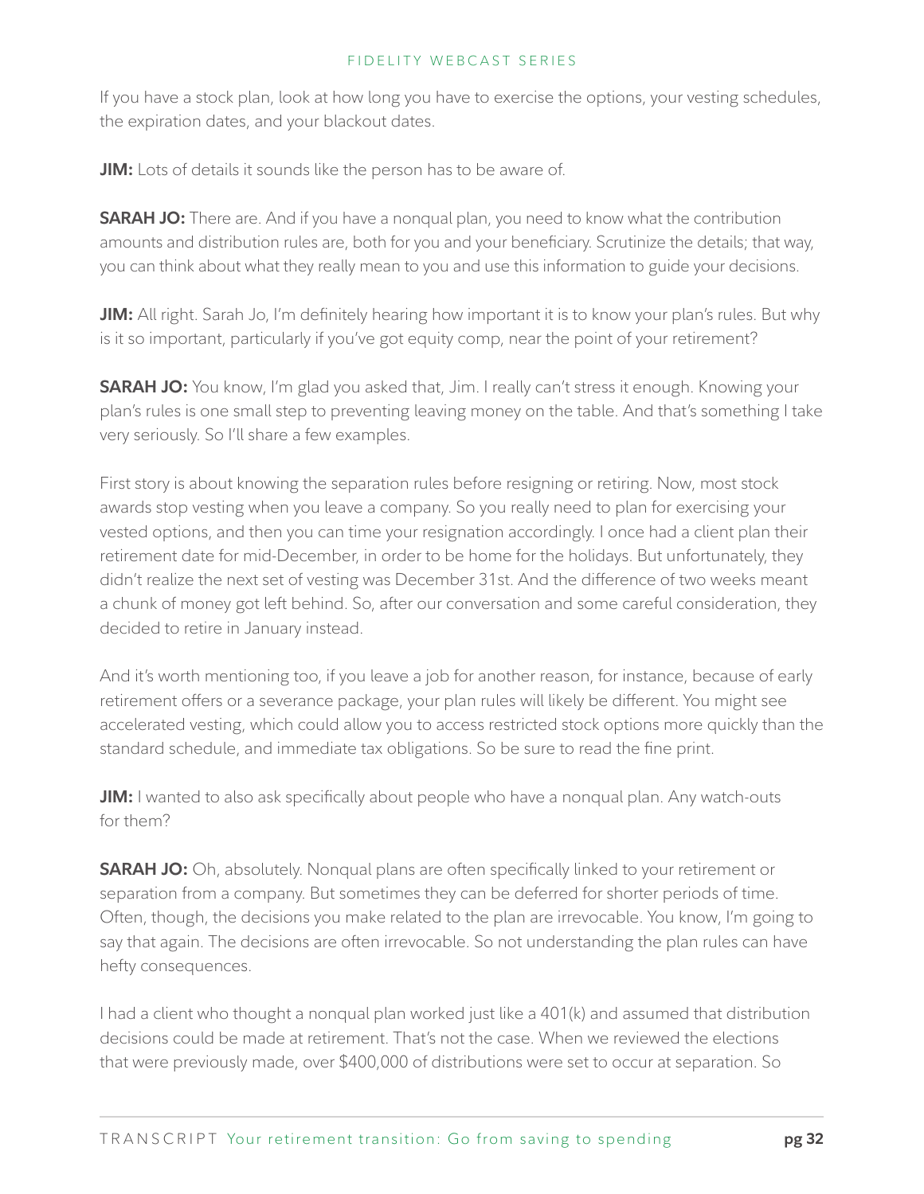If you have a stock plan, look at how long you have to exercise the options, your vesting schedules, the expiration dates, and your blackout dates.

**JIM:** Lots of details it sounds like the person has to be aware of.

**SARAH JO:** There are. And if you have a nonqual plan, you need to know what the contribution amounts and distribution rules are, both for you and your beneficiary. Scrutinize the details; that way, you can think about what they really mean to you and use this information to guide your decisions.

**JIM:** All right. Sarah Jo, I'm definitely hearing how important it is to know your plan's rules. But why is it so important, particularly if you've got equity comp, near the point of your retirement?

**SARAH JO:** You know, I'm glad you asked that, Jim. I really can't stress it enough. Knowing your plan's rules is one small step to preventing leaving money on the table. And that's something I take very seriously. So I'll share a few examples.

First story is about knowing the separation rules before resigning or retiring. Now, most stock awards stop vesting when you leave a company. So you really need to plan for exercising your vested options, and then you can time your resignation accordingly. I once had a client plan their retirement date for mid-December, in order to be home for the holidays. But unfortunately, they didn't realize the next set of vesting was December 31st. And the difference of two weeks meant a chunk of money got left behind. So, after our conversation and some careful consideration, they decided to retire in January instead.

And it's worth mentioning too, if you leave a job for another reason, for instance, because of early retirement offers or a severance package, your plan rules will likely be different. You might see accelerated vesting, which could allow you to access restricted stock options more quickly than the standard schedule, and immediate tax obligations. So be sure to read the fine print.

**JIM:** I wanted to also ask specifically about people who have a nonqual plan. Any watch-outs for them?

**SARAH JO:** Oh, absolutely. Nonqual plans are often specifically linked to your retirement or separation from a company. But sometimes they can be deferred for shorter periods of time. Often, though, the decisions you make related to the plan are irrevocable. You know, I'm going to say that again. The decisions are often irrevocable. So not understanding the plan rules can have hefty consequences.

I had a client who thought a nonqual plan worked just like a 401(k) and assumed that distribution decisions could be made at retirement. That's not the case. When we reviewed the elections that were previously made, over $400,000 of distributions were set to occur at separation. So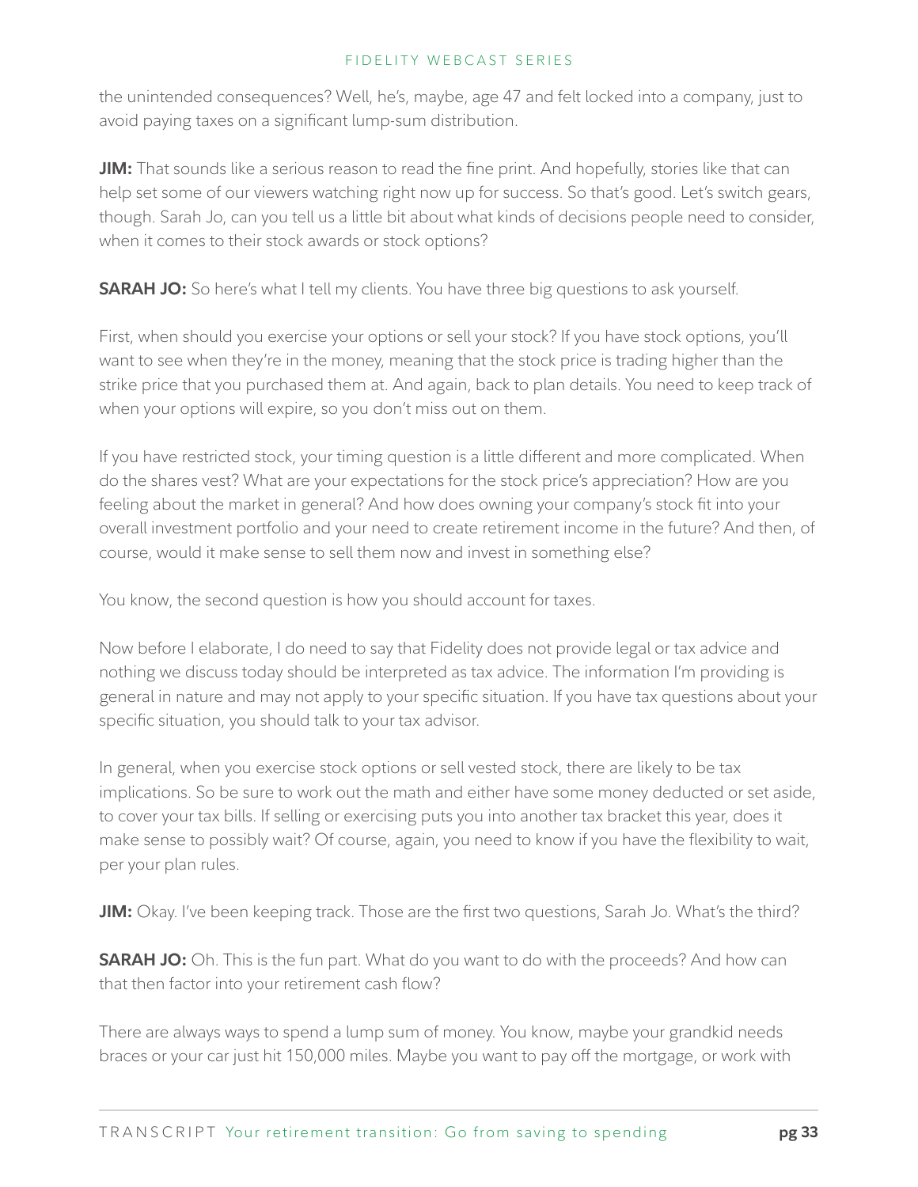the unintended consequences? Well, he's, maybe, age 47 and felt locked into a company, just to avoid paying taxes on a significant lump-sum distribution.

**JIM:** That sounds like a serious reason to read the fine print. And hopefully, stories like that can help set some of our viewers watching right now up for success. So that's good. Let's switch gears, though. Sarah Jo, can you tell us a little bit about what kinds of decisions people need to consider, when it comes to their stock awards or stock options?

**SARAH JO:** So here's what I tell my clients. You have three big questions to ask yourself.

First, when should you exercise your options or sell your stock? If you have stock options, you'll want to see when they're in the money, meaning that the stock price is trading higher than the strike price that you purchased them at. And again, back to plan details. You need to keep track of when your options will expire, so you don't miss out on them.

If you have restricted stock, your timing question is a little different and more complicated. When do the shares vest? What are your expectations for the stock price's appreciation? How are you feeling about the market in general? And how does owning your company's stock fit into your overall investment portfolio and your need to create retirement income in the future? And then, of course, would it make sense to sell them now and invest in something else?

You know, the second question is how you should account for taxes.

Now before I elaborate, I do need to say that Fidelity does not provide legal or tax advice and nothing we discuss today should be interpreted as tax advice. The information I'm providing is general in nature and may not apply to your specific situation. If you have tax questions about your specific situation, you should talk to your tax advisor.

In general, when you exercise stock options or sell vested stock, there are likely to be tax implications. So be sure to work out the math and either have some money deducted or set aside, to cover your tax bills. If selling or exercising puts you into another tax bracket this year, does it make sense to possibly wait? Of course, again, you need to know if you have the flexibility to wait, per your plan rules.

**JIM:** Okay. I've been keeping track. Those are the first two questions, Sarah Jo. What's the third?

**SARAH JO:** Oh. This is the fun part. What do you want to do with the proceeds? And how can that then factor into your retirement cash flow?

There are always ways to spend a lump sum of money. You know, maybe your grandkid needs braces or your car just hit 150,000 miles. Maybe you want to pay off the mortgage, or work with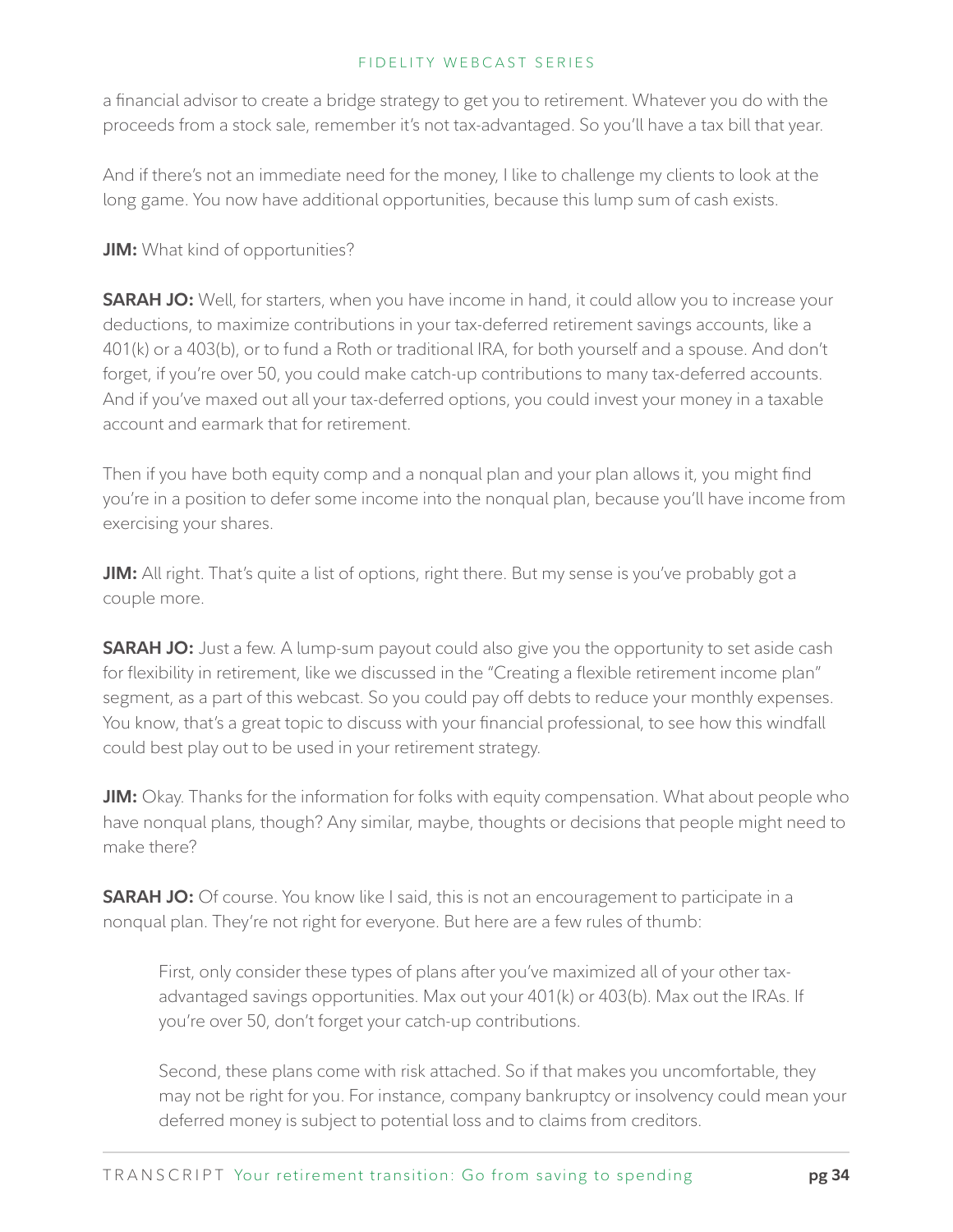a financial advisor to create a bridge strategy to get you to retirement. Whatever you do with the proceeds from a stock sale, remember it's not tax-advantaged. So you'll have a tax bill that year.

And if there's not an immediate need for the money, I like to challenge my clients to look at the long game. You now have additional opportunities, because this lump sum of cash exists.

**JIM:** What kind of opportunities?

**SARAH JO:** Well, for starters, when you have income in hand, it could allow you to increase your deductions, to maximize contributions in your tax-deferred retirement savings accounts, like a 401(k) or a 403(b), or to fund a Roth or traditional IRA, for both yourself and a spouse. And don't forget, if you're over 50, you could make catch-up contributions to many tax-deferred accounts. And if you've maxed out all your tax-deferred options, you could invest your money in a taxable account and earmark that for retirement.

Then if you have both equity comp and a nonqual plan and your plan allows it, you might find you're in a position to defer some income into the nonqual plan, because you'll have income from exercising your shares.

**JIM:** All right. That's quite a list of options, right there. But my sense is you've probably got a couple more.

**SARAH JO:** Just a few. A lump-sum payout could also give you the opportunity to set aside cash for flexibility in retirement, like we discussed in the "Creating a flexible retirement income plan" segment, as a part of this webcast. So you could pay off debts to reduce your monthly expenses. You know, that's a great topic to discuss with your financial professional, to see how this windfall could best play out to be used in your retirement strategy.

**JIM:** Okay. Thanks for the information for folks with equity compensation. What about people who have nonqual plans, though? Any similar, maybe, thoughts or decisions that people might need to make there?

**SARAH JO:** Of course. You know like I said, this is not an encouragement to participate in a nonqual plan. They're not right for everyone. But here are a few rules of thumb:

> First, only consider these types of plans after you've maximized all of your other tax-advantaged savings opportunities. Max out your 401(k) or 403(b). Max out the IRAs. If you're over 50, don't forget your catch-up contributions.
>
> Second, these plans come with risk attached. So if that makes you uncomfortable, they may not be right for you. For instance, company bankruptcy or insolvency could mean your deferred money is subject to potential loss and to claims from creditors.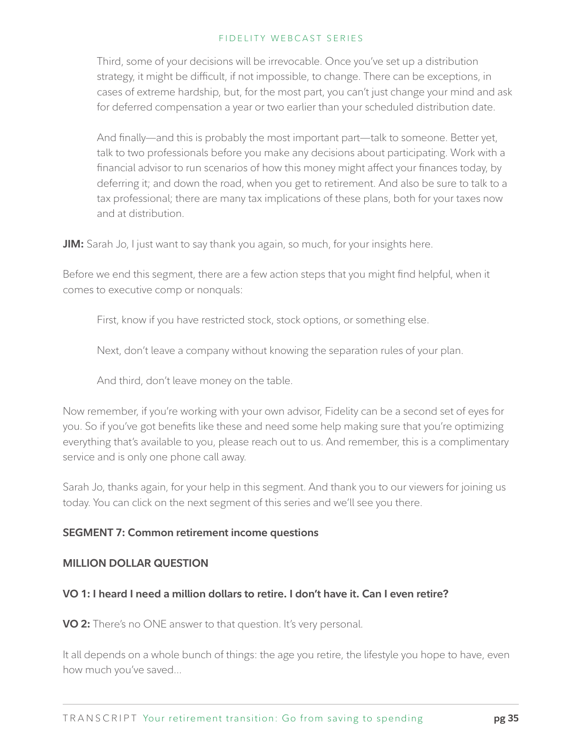Third, some of your decisions will be irrevocable. Once you've set up a distribution strategy, it might be difficult, if not impossible, to change. There can be exceptions, in cases of extreme hardship, but, for the most part, you can't just change your mind and ask for deferred compensation a year or two earlier than your scheduled distribution date.

And finally—and this is probably the most important part—talk to someone. Better yet, talk to two professionals before you make any decisions about participating. Work with a financial advisor to run scenarios of how this money might affect your finances today, by deferring it; and down the road, when you get to retirement. And also be sure to talk to a tax professional; there are many tax implications of these plans, both for your taxes now and at distribution.

**JIM:** Sarah Jo, I just want to say thank you again, so much, for your insights here.

Before we end this segment, there are a few action steps that you might find helpful, when it comes to executive comp or nonquals:

First, know if you have restricted stock, stock options, or something else.

Next, don't leave a company without knowing the separation rules of your plan.

And third, don't leave money on the table.

Now remember, if you're working with your own advisor, Fidelity can be a second set of eyes for you. So if you've got benefits like these and need some help making sure that you're optimizing everything that's available to you, please reach out to us. And remember, this is a complimentary service and is only one phone call away.

Sarah Jo, thanks again, for your help in this segment. And thank you to our viewers for joining us today. You can click on the next segment of this series and we'll see you there.

**SEGMENT 7: Common retirement income questions**

**MILLION DOLLAR QUESTION**

**VO 1: I heard I need a million dollars to retire. I don't have it. Can I even retire?**

**VO 2:** There's no ONE answer to that question. It's very personal.

It all depends on a whole bunch of things: the age you retire, the lifestyle you hope to have, even how much you've saved...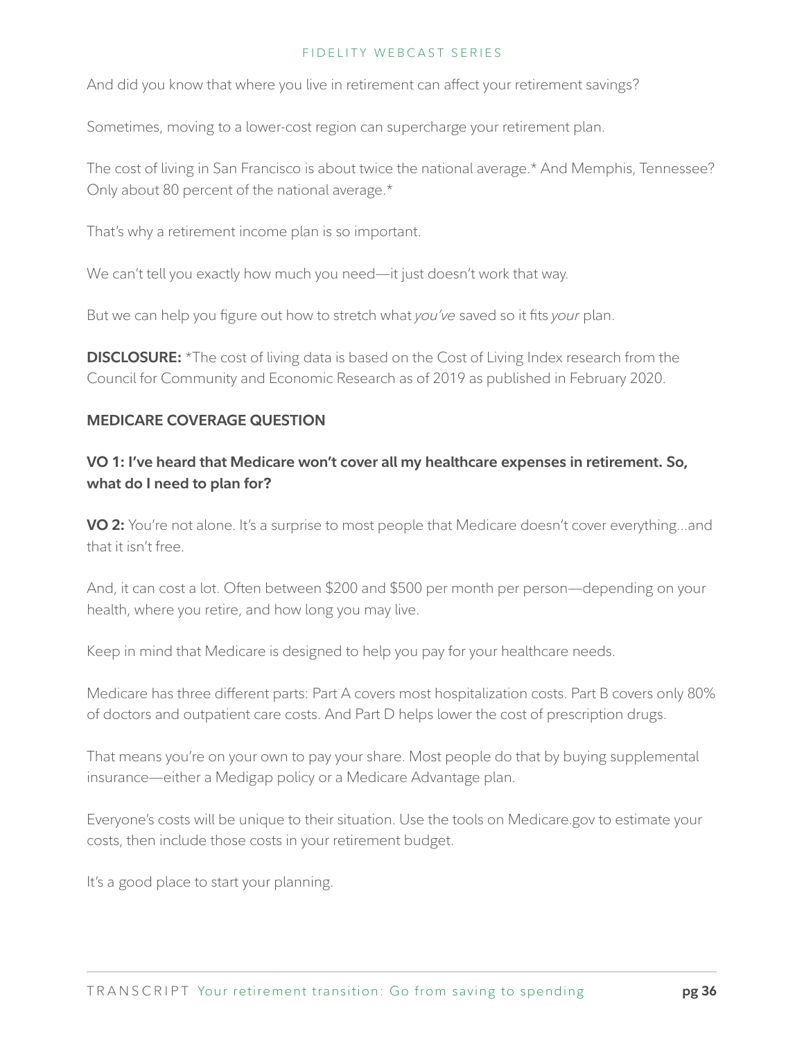And did you know that where you live in retirement can affect your retirement savings?

Sometimes, moving to a lower-cost region can supercharge your retirement plan.

The cost of living in San Francisco is about twice the national average.* And Memphis, Tennessee? Only about 80 percent of the national average.*

That's why a retirement income plan is so important.

We can't tell you exactly how much you need—it just doesn't work that way.

But we can help you figure out how to stretch what *you've* saved so it fits *your* plan.

**DISCLOSURE:** *The cost of living data is based on the Cost of Living Index research from the Council for Community and Economic Research as of 2019 as published in February 2020.

**MEDICARE COVERAGE QUESTION**

**VO 1: I've heard that Medicare won't cover all my healthcare expenses in retirement. So, what do I need to plan for?**

**VO 2:** You're not alone. It's a surprise to most people that Medicare doesn't cover everything...and that it isn't free.

And, it can cost a lot. Often between $200 and $500 per month per person—depending on your health, where you retire, and how long you may live.

Keep in mind that Medicare is designed to help you pay for your healthcare needs.

Medicare has three different parts: Part A covers most hospitalization costs. Part B covers only 80% of doctors and outpatient care costs. And Part D helps lower the cost of prescription drugs.

That means you're on your own to pay your share. Most people do that by buying supplemental insurance—either a Medigap policy or a Medicare Advantage plan.

Everyone's costs will be unique to their situation. Use the tools on Medicare.gov to estimate your costs, then include those costs in your retirement budget.

It's a good place to start your planning.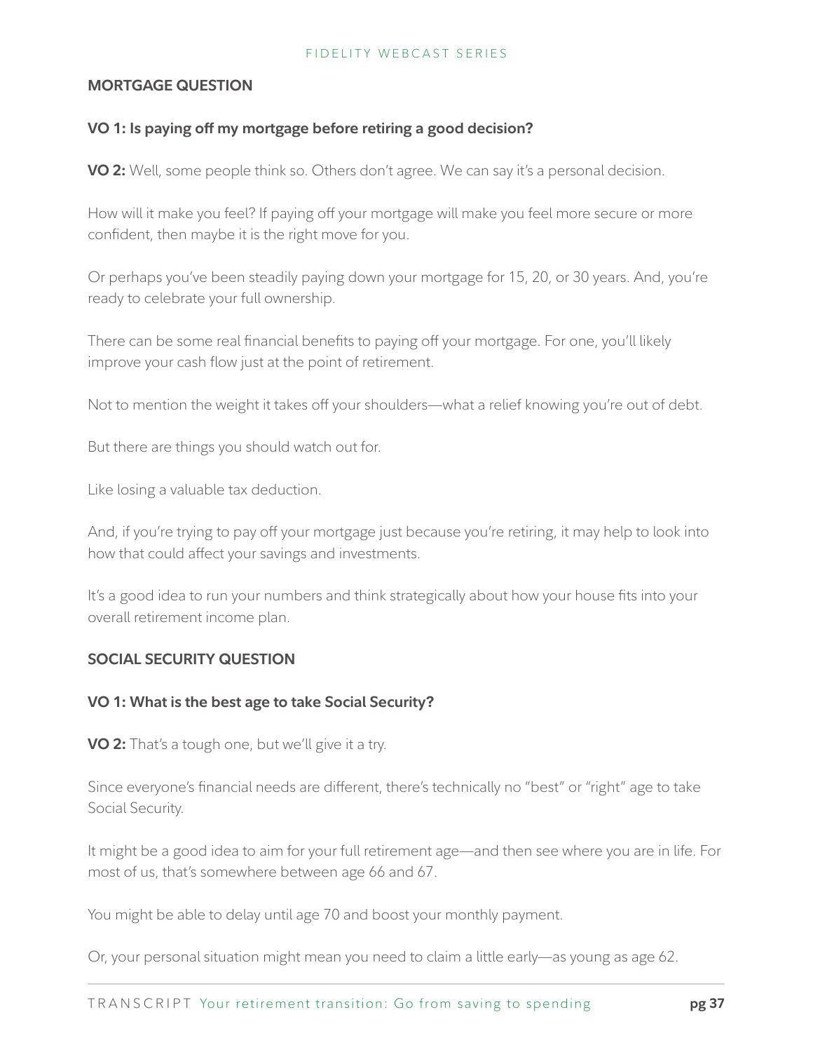## MORTGAGE QUESTION

**VO 1: Is paying off my mortgage before retiring a good decision?**

**VO 2:** Well, some people think so. Others don't agree. We can say it's a personal decision.

How will it make you feel? If paying off your mortgage will make you feel more secure or more confident, then maybe it is the right move for you.

Or perhaps you've been steadily paying down your mortgage for 15, 20, or 30 years. And, you're ready to celebrate your full ownership.

There can be some real financial benefits to paying off your mortgage. For one, you'll likely improve your cash flow just at the point of retirement.

Not to mention the weight it takes off your shoulders—what a relief knowing you're out of debt.

But there are things you should watch out for.

Like losing a valuable tax deduction.

And, if you're trying to pay off your mortgage just because you're retiring, it may help to look into how that could affect your savings and investments.

It's a good idea to run your numbers and think strategically about how your house fits into your overall retirement income plan.

## SOCIAL SECURITY QUESTION

**VO 1: What is the best age to take Social Security?**

**VO 2:** That's a tough one, but we'll give it a try.

Since everyone's financial needs are different, there's technically no "best" or "right" age to take Social Security.

It might be a good idea to aim for your full retirement age—and then see where you are in life. For most of us, that's somewhere between age 66 and 67.

You might be able to delay until age 70 and boost your monthly payment.

Or, your personal situation might mean you need to claim a little early—as young as age 62.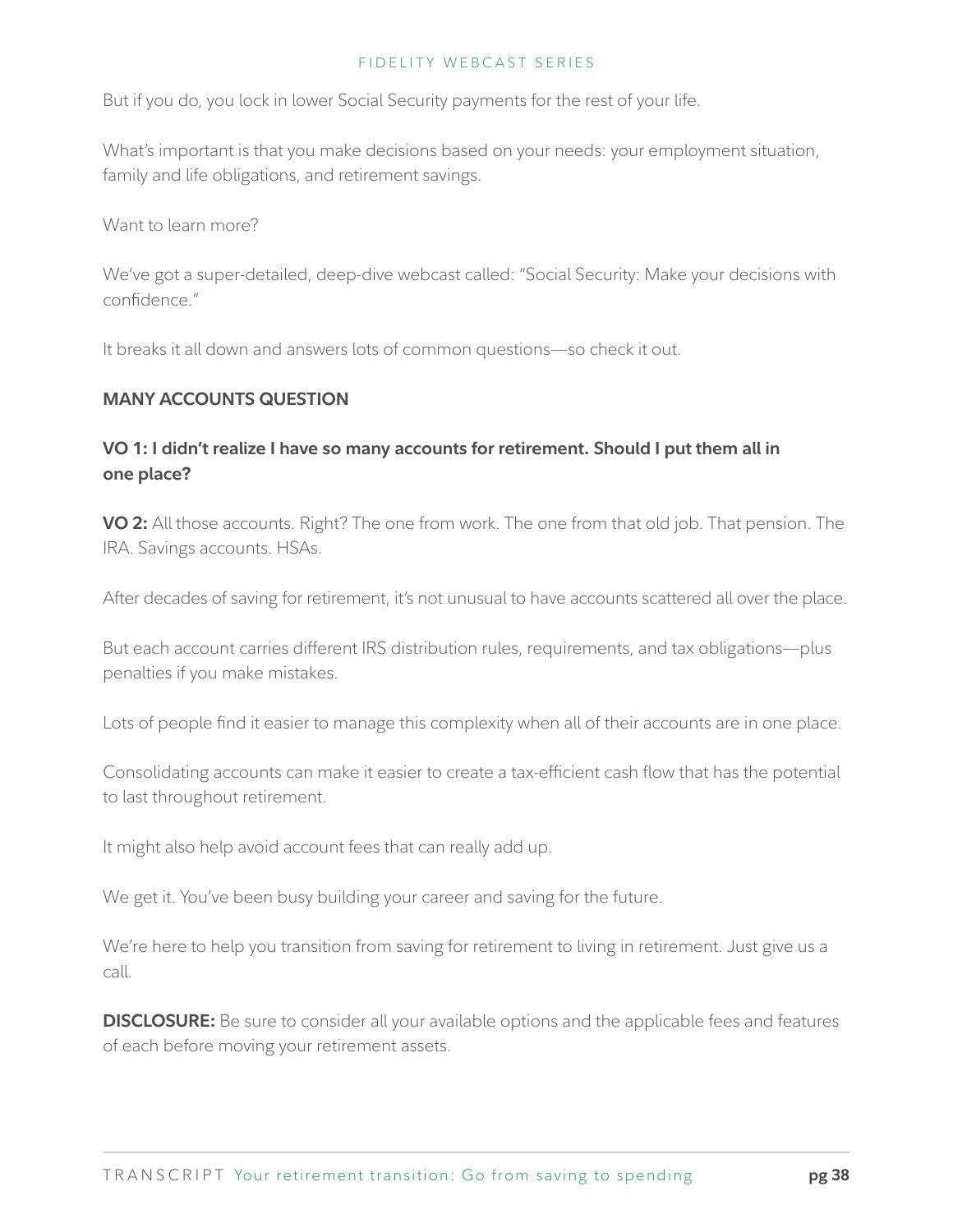But if you do, you lock in lower Social Security payments for the rest of your life.

What's important is that you make decisions based on your needs: your employment situation, family and life obligations, and retirement savings.

Want to learn more?

We've got a super-detailed, deep-dive webcast called: "Social Security: Make your decisions with confidence."

It breaks it all down and answers lots of common questions—so check it out.

### MANY ACCOUNTS QUESTION

**VO 1: I didn't realize I have so many accounts for retirement. Should I put them all in one place?**

**VO 2:** All those accounts. Right? The one from work. The one from that old job. That pension. The IRA. Savings accounts. HSAs.

After decades of saving for retirement, it's not unusual to have accounts scattered all over the place.

But each account carries different IRS distribution rules, requirements, and tax obligations—plus penalties if you make mistakes.

Lots of people find it easier to manage this complexity when all of their accounts are in one place.

Consolidating accounts can make it easier to create a tax-efficient cash flow that has the potential to last throughout retirement.

It might also help avoid account fees that can really add up.

We get it. You've been busy building your career and saving for the future.

We're here to help you transition from saving for retirement to living in retirement. Just give us a call.

**DISCLOSURE:** Be sure to consider all your available options and the applicable fees and features of each before moving your retirement assets.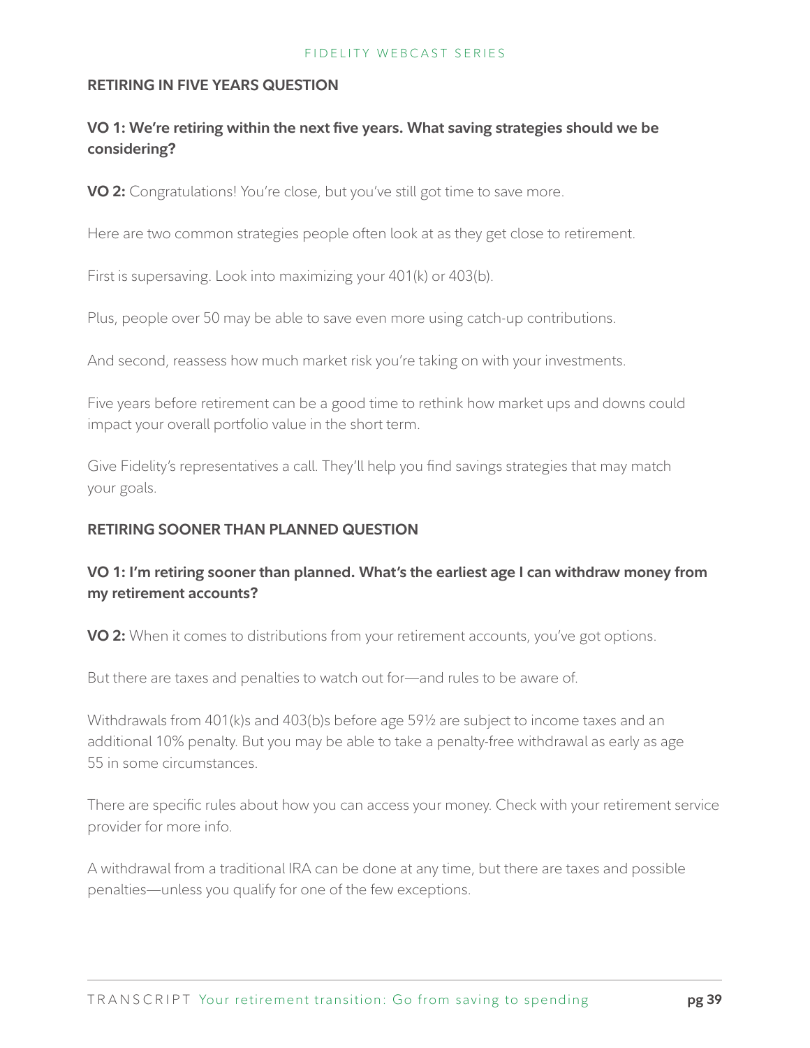## RETIRING IN FIVE YEARS QUESTION

### VO 1: We're retiring within the next five years. What saving strategies should we be considering?

**VO 2:** Congratulations! You're close, but you've still got time to save more.

Here are two common strategies people often look at as they get close to retirement.

First is supersaving. Look into maximizing your 401(k) or 403(b).

Plus, people over 50 may be able to save even more using catch-up contributions.

And second, reassess how much market risk you're taking on with your investments.

Five years before retirement can be a good time to rethink how market ups and downs could impact your overall portfolio value in the short term.

Give Fidelity's representatives a call. They'll help you find savings strategies that may match your goals.

## RETIRING SOONER THAN PLANNED QUESTION

### VO 1: I'm retiring sooner than planned. What's the earliest age I can withdraw money from my retirement accounts?

**VO 2:** When it comes to distributions from your retirement accounts, you've got options.

But there are taxes and penalties to watch out for—and rules to be aware of.

Withdrawals from 401(k)s and 403(b)s before age 59½ are subject to income taxes and an additional 10% penalty. But you may be able to take a penalty-free withdrawal as early as age 55 in some circumstances.

There are specific rules about how you can access your money. Check with your retirement service provider for more info.

A withdrawal from a traditional IRA can be done at any time, but there are taxes and possible penalties—unless you qualify for one of the few exceptions.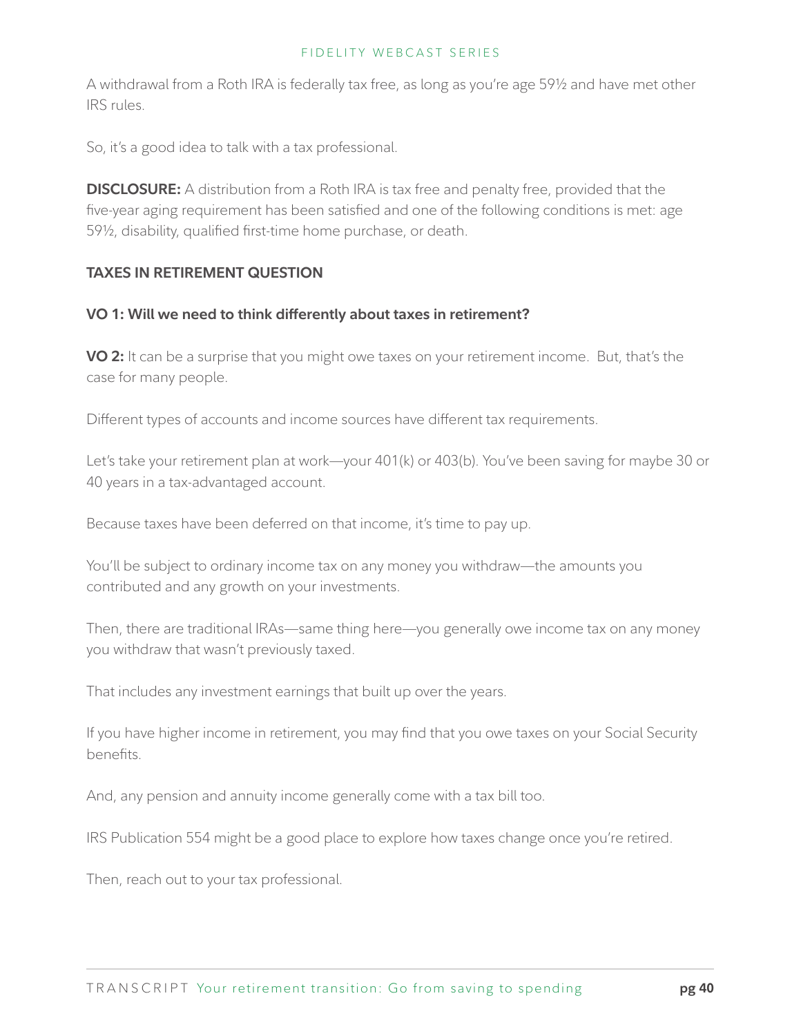A withdrawal from a Roth IRA is federally tax free, as long as you're age 59½ and have met other IRS rules.

So, it's a good idea to talk with a tax professional.

**DISCLOSURE:** A distribution from a Roth IRA is tax free and penalty free, provided that the five-year aging requirement has been satisfied and one of the following conditions is met: age 59½, disability, qualified first-time home purchase, or death.

**TAXES IN RETIREMENT QUESTION**

**VO 1: Will we need to think differently about taxes in retirement?**

**VO 2:** It can be a surprise that you might owe taxes on your retirement income. But, that's the case for many people.

Different types of accounts and income sources have different tax requirements.

Let's take your retirement plan at work—your 401(k) or 403(b). You've been saving for maybe 30 or 40 years in a tax-advantaged account.

Because taxes have been deferred on that income, it's time to pay up.

You'll be subject to ordinary income tax on any money you withdraw—the amounts you contributed and any growth on your investments.

Then, there are traditional IRAs—same thing here—you generally owe income tax on any money you withdraw that wasn't previously taxed.

That includes any investment earnings that built up over the years.

If you have higher income in retirement, you may find that you owe taxes on your Social Security benefits.

And, any pension and annuity income generally come with a tax bill too.

IRS Publication 554 might be a good place to explore how taxes change once you're retired.

Then, reach out to your tax professional.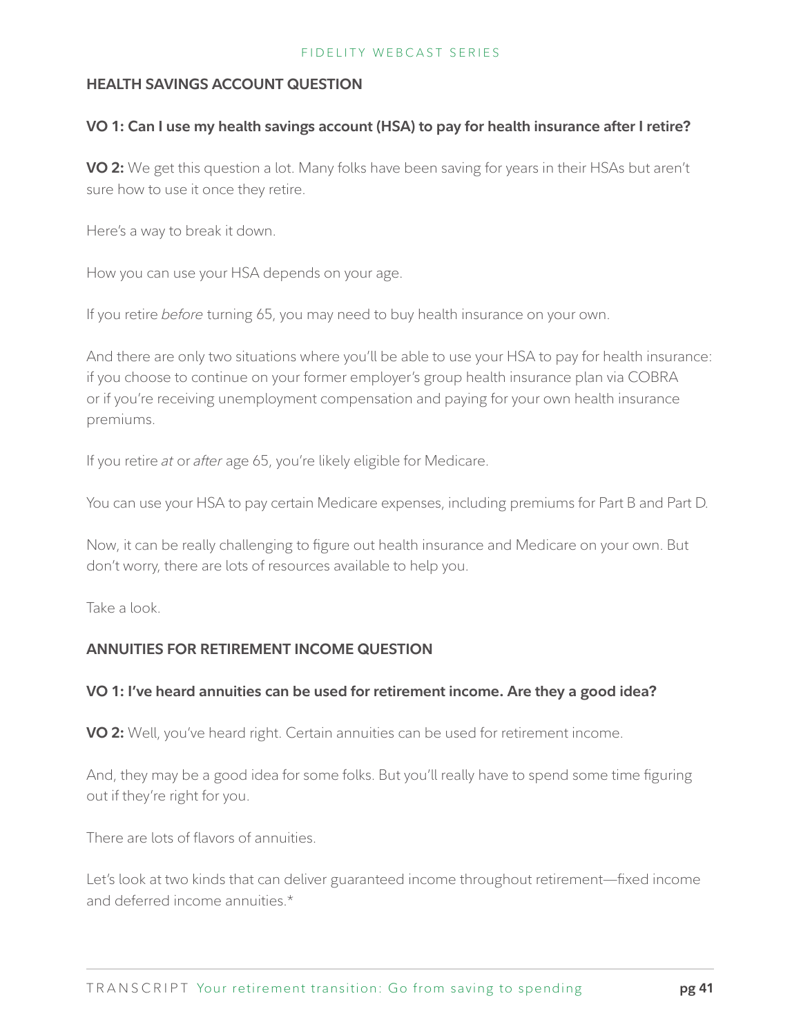## HEALTH SAVINGS ACCOUNT QUESTION

**VO 1: Can I use my health savings account (HSA) to pay for health insurance after I retire?**

**VO 2:** We get this question a lot. Many folks have been saving for years in their HSAs but aren't sure how to use it once they retire.

Here's a way to break it down.

How you can use your HSA depends on your age.

If you retire *before* turning 65, you may need to buy health insurance on your own.

And there are only two situations where you'll be able to use your HSA to pay for health insurance: if you choose to continue on your former employer's group health insurance plan via COBRA or if you're receiving unemployment compensation and paying for your own health insurance premiums.

If you retire *at* or *after* age 65, you're likely eligible for Medicare.

You can use your HSA to pay certain Medicare expenses, including premiums for Part B and Part D.

Now, it can be really challenging to figure out health insurance and Medicare on your own. But don't worry, there are lots of resources available to help you.

Take a look.

## ANNUITIES FOR RETIREMENT INCOME QUESTION

**VO 1: I've heard annuities can be used for retirement income. Are they a good idea?**

**VO 2:** Well, you've heard right. Certain annuities can be used for retirement income.

And, they may be a good idea for some folks. But you'll really have to spend some time figuring out if they're right for you.

There are lots of flavors of annuities.

Let's look at two kinds that can deliver guaranteed income throughout retirement—fixed income and deferred income annuities.*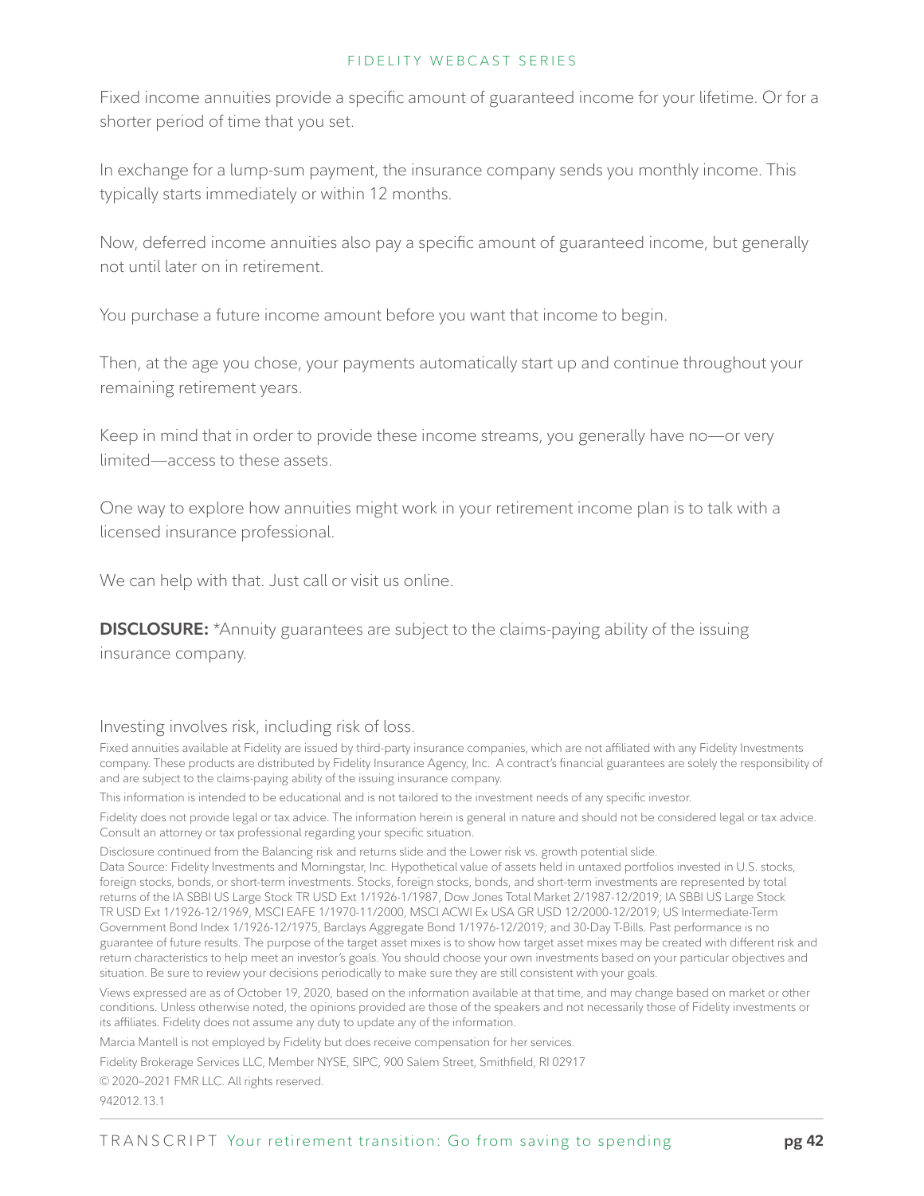Fixed income annuities provide a specific amount of guaranteed income for your lifetime. Or for a shorter period of time that you set.

In exchange for a lump-sum payment, the insurance company sends you monthly income. This typically starts immediately or within 12 months.

Now, deferred income annuities also pay a specific amount of guaranteed income, but generally not until later on in retirement.

You purchase a future income amount before you want that income to begin.

Then, at the age you chose, your payments automatically start up and continue throughout your remaining retirement years.

Keep in mind that in order to provide these income streams, you generally have no—or very limited—access to these assets.

One way to explore how annuities might work in your retirement income plan is to talk with a licensed insurance professional.

We can help with that. Just call or visit us online.

**DISCLOSURE:** *Annuity guarantees are subject to the claims-paying ability of the issuing insurance company.

Investing involves risk, including risk of loss.

Fixed annuities available at Fidelity are issued by third-party insurance companies, which are not affiliated with any Fidelity Investments company. These products are distributed by Fidelity Insurance Agency, Inc. A contract's financial guarantees are solely the responsibility of and are subject to the claims-paying ability of the issuing insurance company.

This information is intended to be educational and is not tailored to the investment needs of any specific investor.

Fidelity does not provide legal or tax advice. The information herein is general in nature and should not be considered legal or tax advice. Consult an attorney or tax professional regarding your specific situation.

Disclosure continued from the Balancing risk and returns slide and the Lower risk vs. growth potential slide.
Data Source: Fidelity Investments and Morningstar, Inc. Hypothetical value of assets held in untaxed portfolios invested in U.S. stocks, foreign stocks, bonds, or short-term investments. Stocks, foreign stocks, bonds, and short-term investments are represented by total returns of the IA SBBI US Large Stock TR USD Ext 1/1926-1/1987, Dow Jones Total Market 2/1987-12/2019; IA SBBI US Large Stock TR USD Ext 1/1926-12/1969, MSCI EAFE 1/1970-11/2000, MSCI ACWI Ex USA GR USD 12/2000-12/2019; US Intermediate-Term Government Bond Index 1/1926-12/1975, Barclays Aggregate Bond 1/1976-12/2019; and 30-Day T-Bills. Past performance is no guarantee of future results. The purpose of the target asset mixes is to show how target asset mixes may be created with different risk and return characteristics to help meet an investor's goals. You should choose your own investments based on your particular objectives and situation. Be sure to review your decisions periodically to make sure they are still consistent with your goals.

Views expressed are as of October 19, 2020, based on the information available at that time, and may change based on market or other conditions. Unless otherwise noted, the opinions provided are those of the speakers and not necessarily those of Fidelity investments or its affiliates. Fidelity does not assume any duty to update any of the information.

Marcia Mantell is not employed by Fidelity but does receive compensation for her services.

Fidelity Brokerage Services LLC, Member NYSE, SIPC, 900 Salem Street, Smithfield, RI 02917

© 2020–2021 FMR LLC. All rights reserved.

942012.13.1